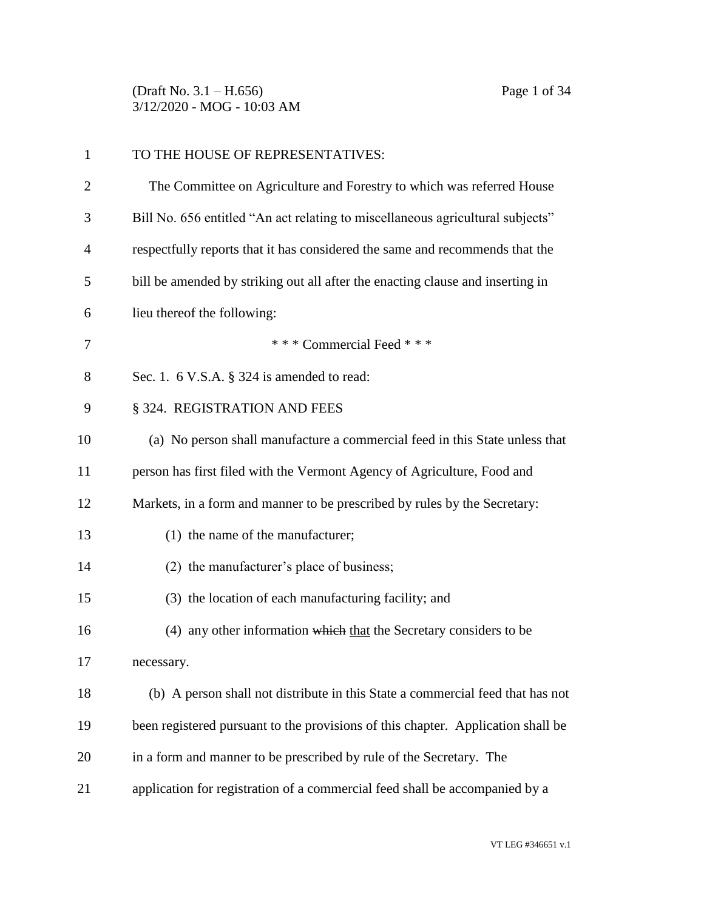TO THE HOUSE OF REPRESENTATIVES:

The Committee on Agriculture and Forestry to which was referred House Bill No. 656 entitled "An act relating to miscellaneous agricultural subjects" respectfully reports that it has considered the same and recommends that the bill be amended by striking out all after the enacting clause and inserting in lieu thereof the following:

\* \* \* Commercial Feed \* \* \*

Sec. 1. 6 V.S.A. § 324 is amended to read:

§ 324. REGISTRATION AND FEES

(a) No person shall manufacture a commercial feed in this State unless that person has first filed with the Vermont Agency of Agriculture, Food and Markets, in a form and manner to be prescribed by rules by the Secretary:

(1) the name of the manufacturer;

(2) the manufacturer's place of business;

(3) the location of each manufacturing facility; and

(4) any other information ~~which~~ that the Secretary considers to be necessary.

(b) A person shall not distribute in this State a commercial feed that has not been registered pursuant to the provisions of this chapter. Application shall be in a form and manner to be prescribed by rule of the Secretary. The application for registration of a commercial feed shall be accompanied by a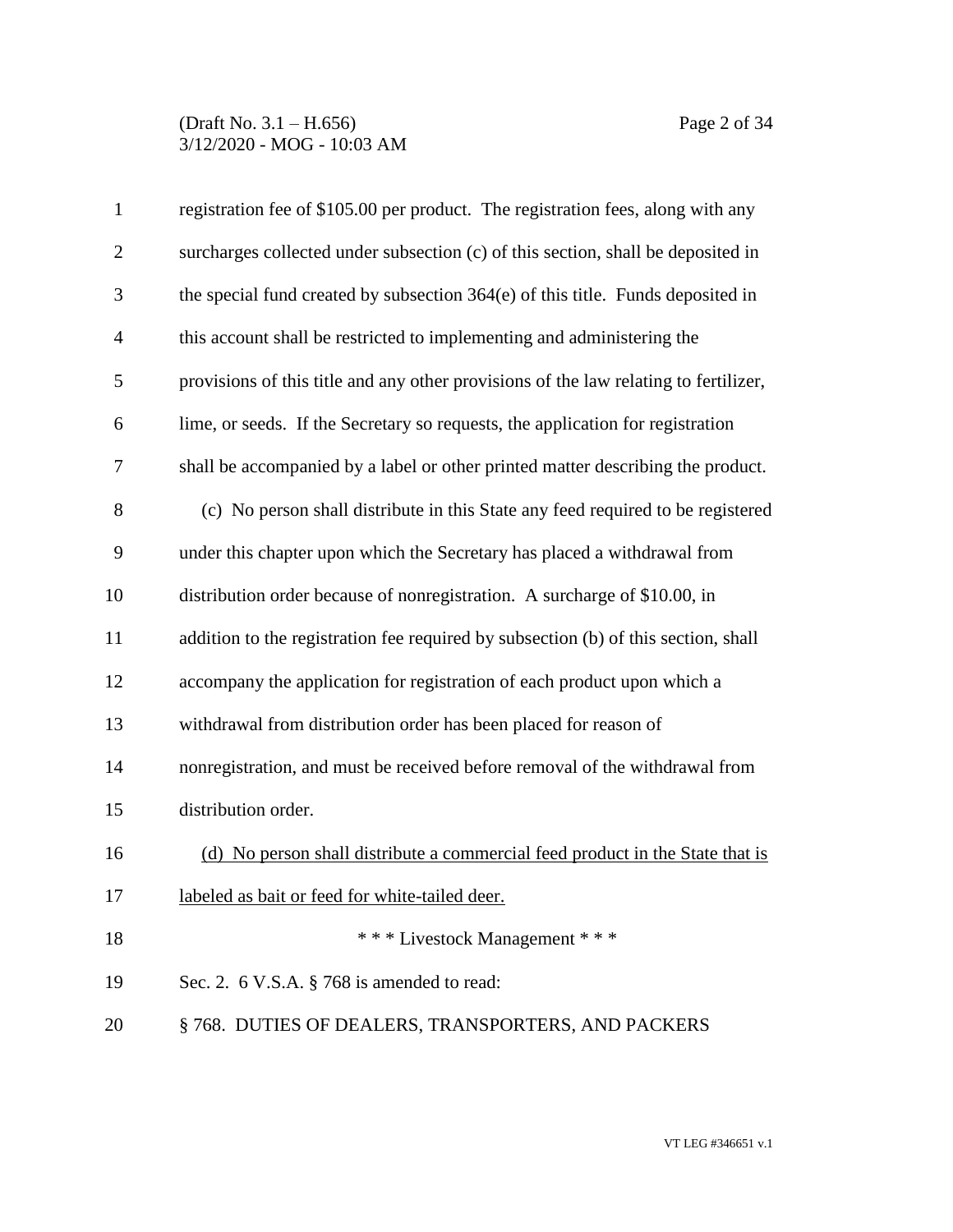registration fee of $105.00 per product. The registration fees, along with any surcharges collected under subsection (c) of this section, shall be deposited in the special fund created by subsection 364(e) of this title. Funds deposited in this account shall be restricted to implementing and administering the provisions of this title and any other provisions of the law relating to fertilizer, lime, or seeds. If the Secretary so requests, the application for registration shall be accompanied by a label or other printed matter describing the product.

(c) No person shall distribute in this State any feed required to be registered under this chapter upon which the Secretary has placed a withdrawal from distribution order because of nonregistration. A surcharge of $10.00, in addition to the registration fee required by subsection (b) of this section, shall accompany the application for registration of each product upon which a withdrawal from distribution order has been placed for reason of nonregistration, and must be received before removal of the withdrawal from distribution order.

<u>(d) No person shall distribute a commercial feed product in the State that is labeled as bait or feed for white-tailed deer.</u>

\* \* \* Livestock Management \* \* \*

Sec. 2. 6 V.S.A. § 768 is amended to read:

§ 768. DUTIES OF DEALERS, TRANSPORTERS, AND PACKERS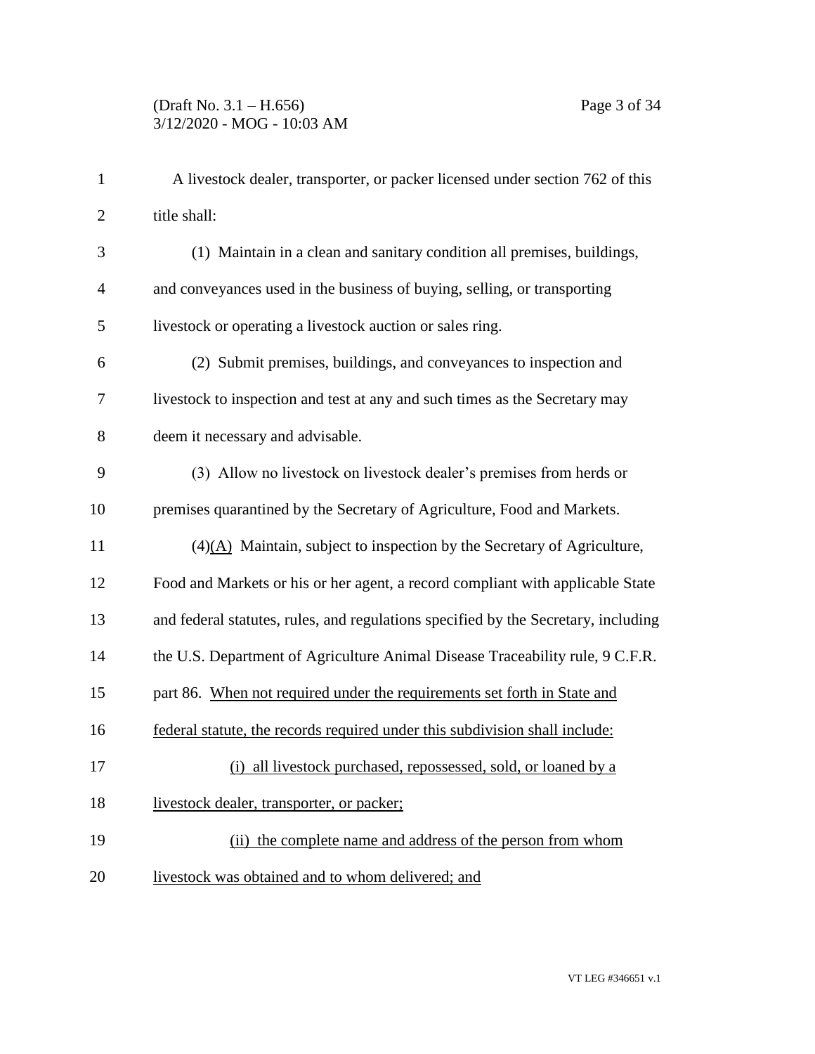A livestock dealer, transporter, or packer licensed under section 762 of this title shall:

(1) Maintain in a clean and sanitary condition all premises, buildings, and conveyances used in the business of buying, selling, or transporting livestock or operating a livestock auction or sales ring.

(2) Submit premises, buildings, and conveyances to inspection and livestock to inspection and test at any and such times as the Secretary may deem it necessary and advisable.

(3) Allow no livestock on livestock dealer's premises from herds or premises quarantined by the Secretary of Agriculture, Food and Markets.

(4)<u>(A)</u> Maintain, subject to inspection by the Secretary of Agriculture, Food and Markets or his or her agent, a record compliant with applicable State and federal statutes, rules, and regulations specified by the Secretary, including the U.S. Department of Agriculture Animal Disease Traceability rule, 9 C.F.R. part 86. <u>When not required under the requirements set forth in State and federal statute, the records required under this subdivision shall include:</u>

<u>(i) all livestock purchased, repossessed, sold, or loaned by a livestock dealer, transporter, or packer;</u>

<u>(ii) the complete name and address of the person from whom livestock was obtained and to whom delivered; and</u>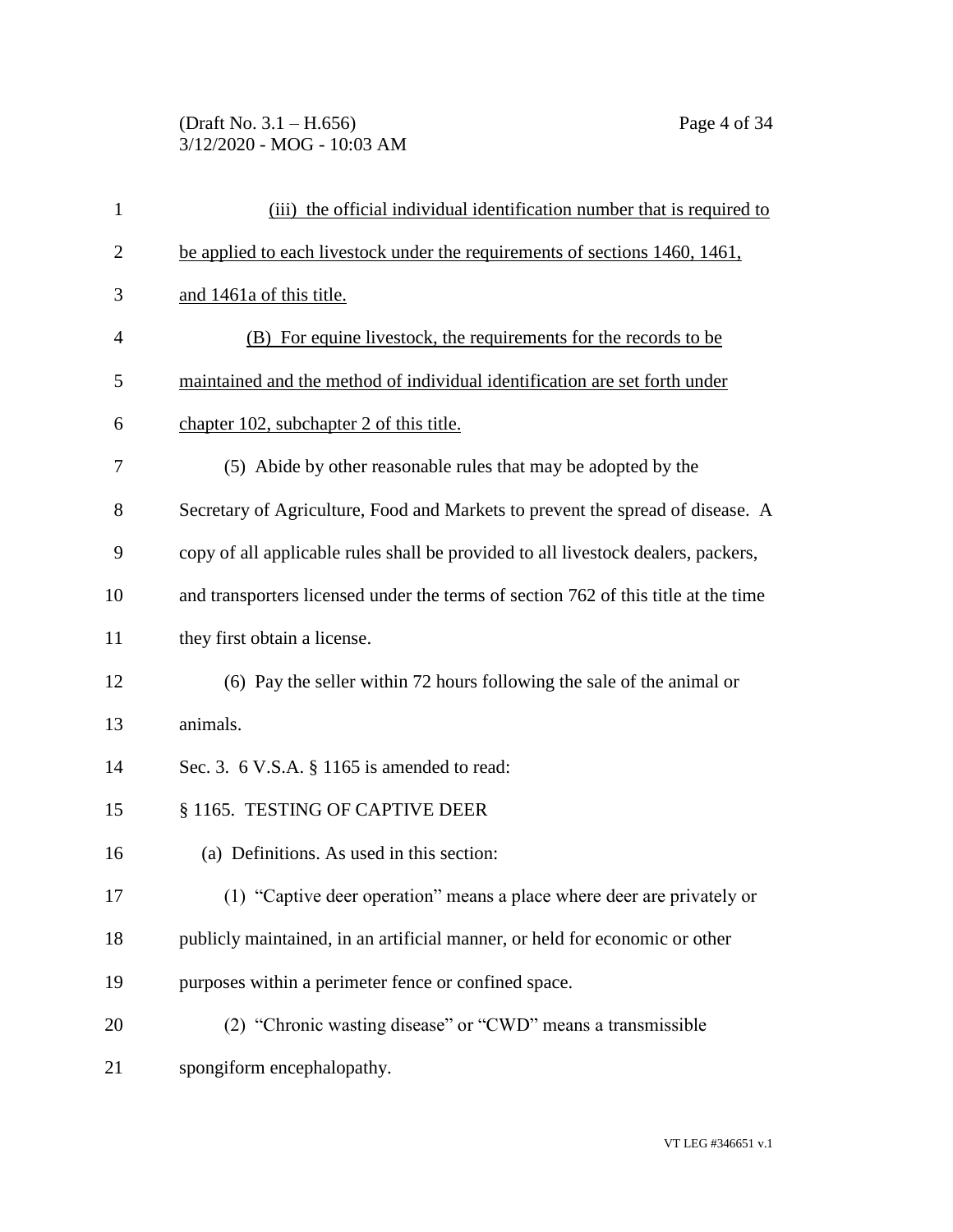(iii) the official individual identification number that is required to be applied to each livestock under the requirements of sections 1460, 1461, and 1461a of this title.

(B) For equine livestock, the requirements for the records to be maintained and the method of individual identification are set forth under chapter 102, subchapter 2 of this title.

(5) Abide by other reasonable rules that may be adopted by the Secretary of Agriculture, Food and Markets to prevent the spread of disease. A copy of all applicable rules shall be provided to all livestock dealers, packers, and transporters licensed under the terms of section 762 of this title at the time they first obtain a license.

(6) Pay the seller within 72 hours following the sale of the animal or animals.

Sec. 3. 6 V.S.A. § 1165 is amended to read:

§ 1165. TESTING OF CAPTIVE DEER

(a) Definitions. As used in this section:

(1) "Captive deer operation" means a place where deer are privately or publicly maintained, in an artificial manner, or held for economic or other purposes within a perimeter fence or confined space.

(2) "Chronic wasting disease" or "CWD" means a transmissible spongiform encephalopathy.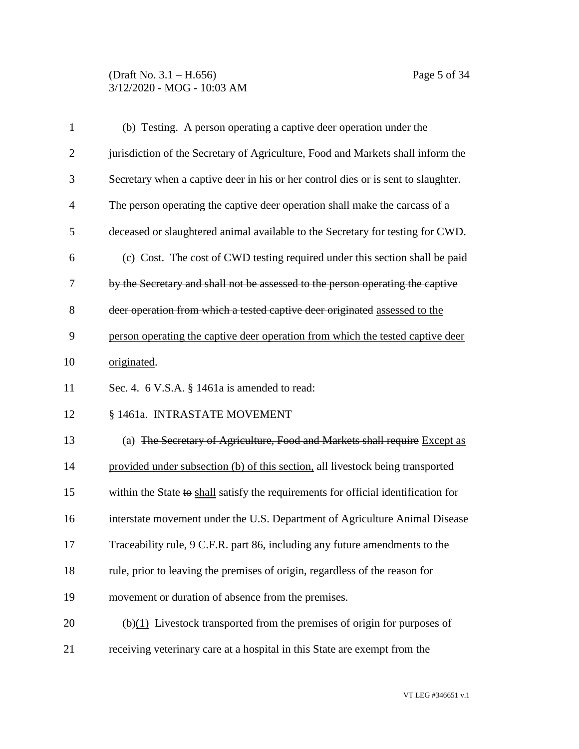(b) Testing. A person operating a captive deer operation under the jurisdiction of the Secretary of Agriculture, Food and Markets shall inform the Secretary when a captive deer in his or her control dies or is sent to slaughter. The person operating the captive deer operation shall make the carcass of a deceased or slaughtered animal available to the Secretary for testing for CWD.

(c) Cost. The cost of CWD testing required under this section shall be ~~paid by the Secretary and shall not be assessed to the person operating the captive deer operation from which a tested captive deer originated~~ assessed to the person operating the captive deer operation from which the tested captive deer originated.

Sec. 4. 6 V.S.A. § 1461a is amended to read:

§ 1461a. INTRASTATE MOVEMENT

(a) ~~The Secretary of Agriculture, Food and Markets shall require~~ Except as provided under subsection (b) of this section, all livestock being transported within the State ~~to~~ shall satisfy the requirements for official identification for interstate movement under the U.S. Department of Agriculture Animal Disease Traceability rule, 9 C.F.R. part 86, including any future amendments to the rule, prior to leaving the premises of origin, regardless of the reason for movement or duration of absence from the premises.

(b)(1) Livestock transported from the premises of origin for purposes of receiving veterinary care at a hospital in this State are exempt from the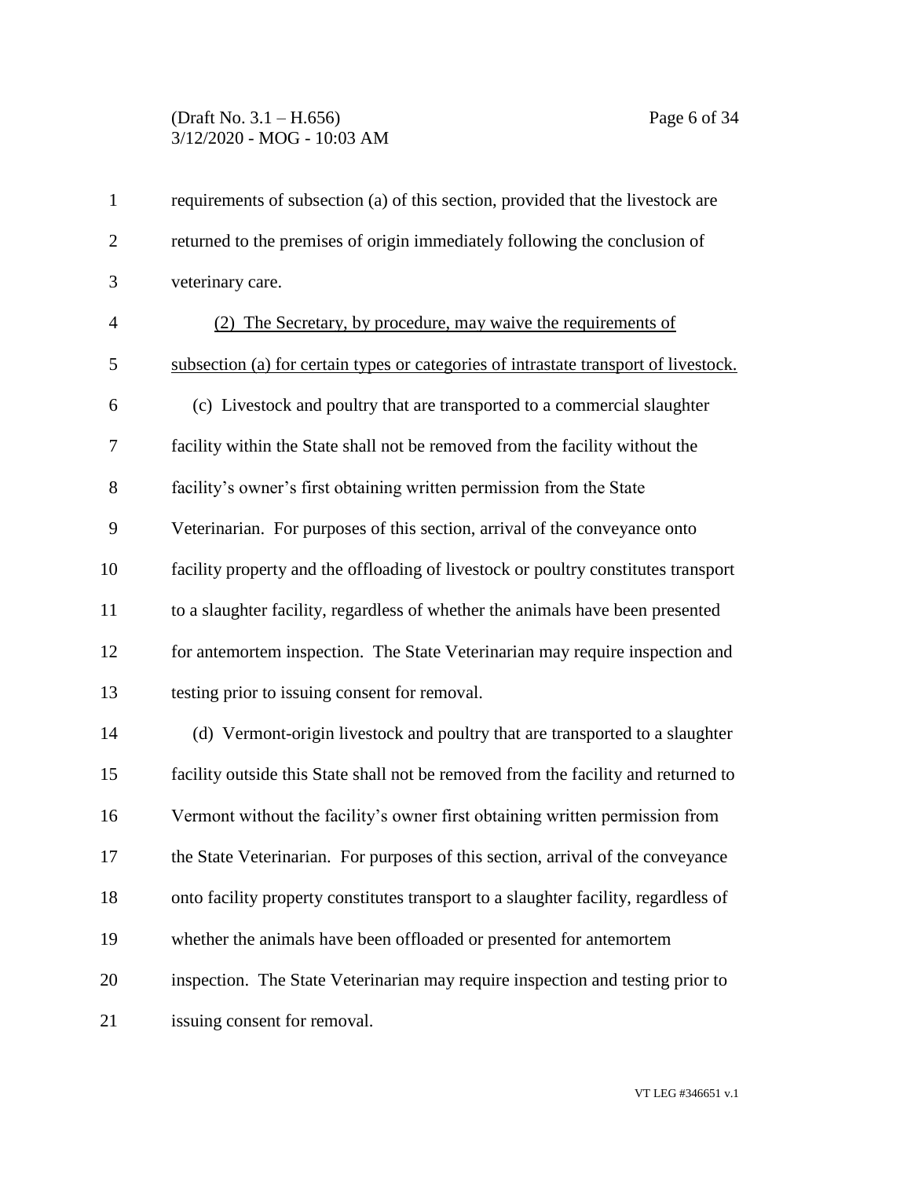requirements of subsection (a) of this section, provided that the livestock are returned to the premises of origin immediately following the conclusion of veterinary care.

(2) The Secretary, by procedure, may waive the requirements of subsection (a) for certain types or categories of intrastate transport of livestock.

(c) Livestock and poultry that are transported to a commercial slaughter facility within the State shall not be removed from the facility without the facility's owner's first obtaining written permission from the State Veterinarian. For purposes of this section, arrival of the conveyance onto facility property and the offloading of livestock or poultry constitutes transport to a slaughter facility, regardless of whether the animals have been presented for antemortem inspection. The State Veterinarian may require inspection and testing prior to issuing consent for removal.

(d) Vermont-origin livestock and poultry that are transported to a slaughter facility outside this State shall not be removed from the facility and returned to Vermont without the facility's owner first obtaining written permission from the State Veterinarian. For purposes of this section, arrival of the conveyance onto facility property constitutes transport to a slaughter facility, regardless of whether the animals have been offloaded or presented for antemortem inspection. The State Veterinarian may require inspection and testing prior to issuing consent for removal.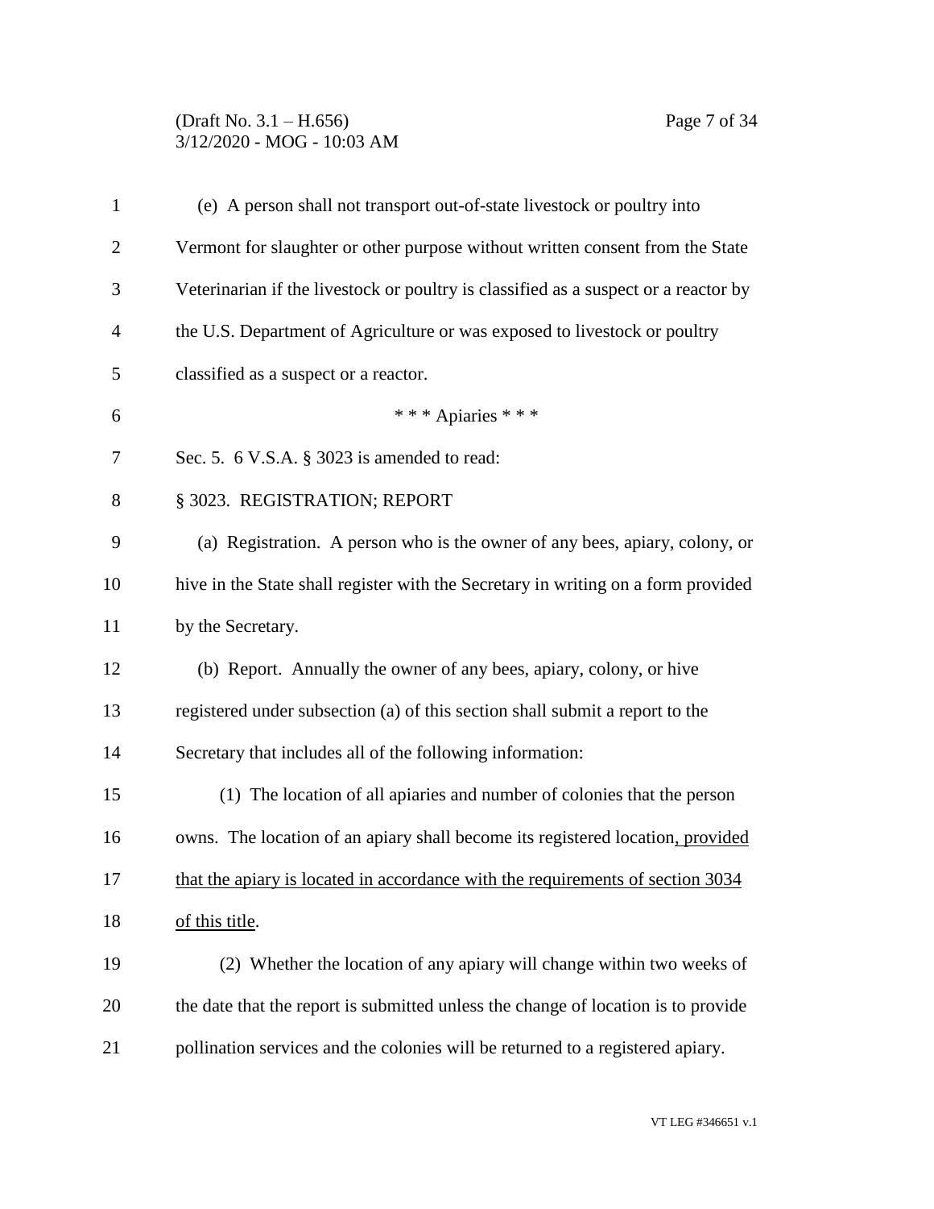(e) A person shall not transport out-of-state livestock or poultry into Vermont for slaughter or other purpose without written consent from the State Veterinarian if the livestock or poultry is classified as a suspect or a reactor by the U.S. Department of Agriculture or was exposed to livestock or poultry classified as a suspect or a reactor.

\* \* \* Apiaries \* \* \*

Sec. 5. 6 V.S.A. § 3023 is amended to read:

§ 3023. REGISTRATION; REPORT

(a) Registration. A person who is the owner of any bees, apiary, colony, or hive in the State shall register with the Secretary in writing on a form provided by the Secretary.

(b) Report. Annually the owner of any bees, apiary, colony, or hive registered under subsection (a) of this section shall submit a report to the Secretary that includes all of the following information:

(1) The location of all apiaries and number of colonies that the person owns. The location of an apiary shall become its registered location, provided that the apiary is located in accordance with the requirements of section 3034 of this title.

(2) Whether the location of any apiary will change within two weeks of the date that the report is submitted unless the change of location is to provide pollination services and the colonies will be returned to a registered apiary.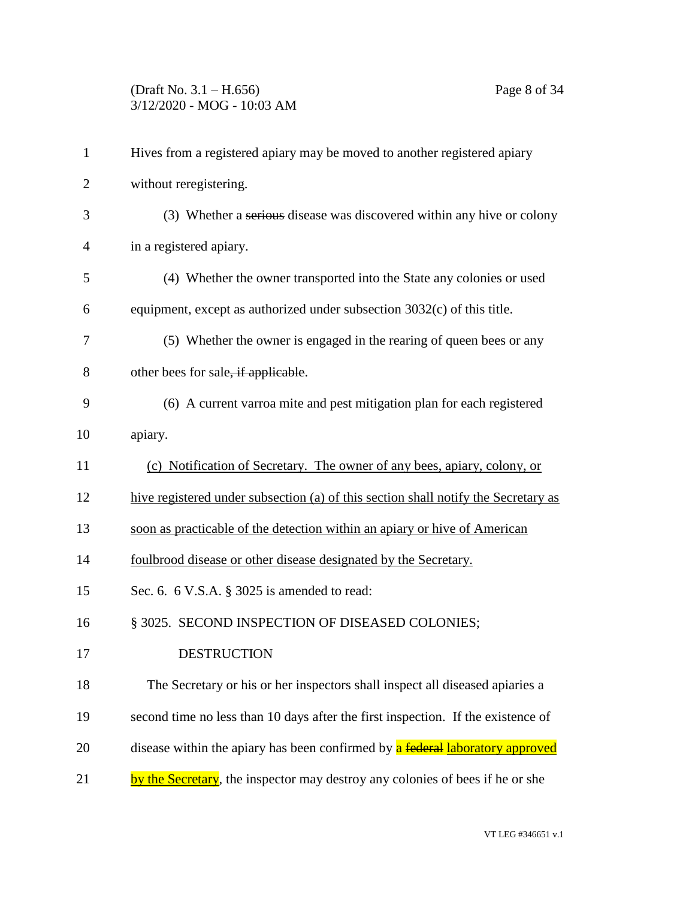Hives from a registered apiary may be moved to another registered apiary without reregistering.

(3) Whether a ~~serious~~ disease was discovered within any hive or colony in a registered apiary.

(4) Whether the owner transported into the State any colonies or used equipment, except as authorized under subsection 3032(c) of this title.

(5) Whether the owner is engaged in the rearing of queen bees or any other bees for sale~~, if applicable~~.

(6) A current varroa mite and pest mitigation plan for each registered apiary.

<u>(c) Notification of Secretary. The owner of any bees, apiary, colony, or hive registered under subsection (a) of this section shall notify the Secretary as soon as practicable of the detection within an apiary or hive of American foulbrood disease or other disease designated by the Secretary.</u>

Sec. 6. 6 V.S.A. § 3025 is amended to read:

§ 3025. SECOND INSPECTION OF DISEASED COLONIES; DESTRUCTION

The Secretary or his or her inspectors shall inspect all diseased apiaries a second time no less than 10 days after the first inspection. If the existence of disease within the apiary has been confirmed by a ~~federal~~ <u>laboratory approved by the Secretary</u>, the inspector may destroy any colonies of bees if he or she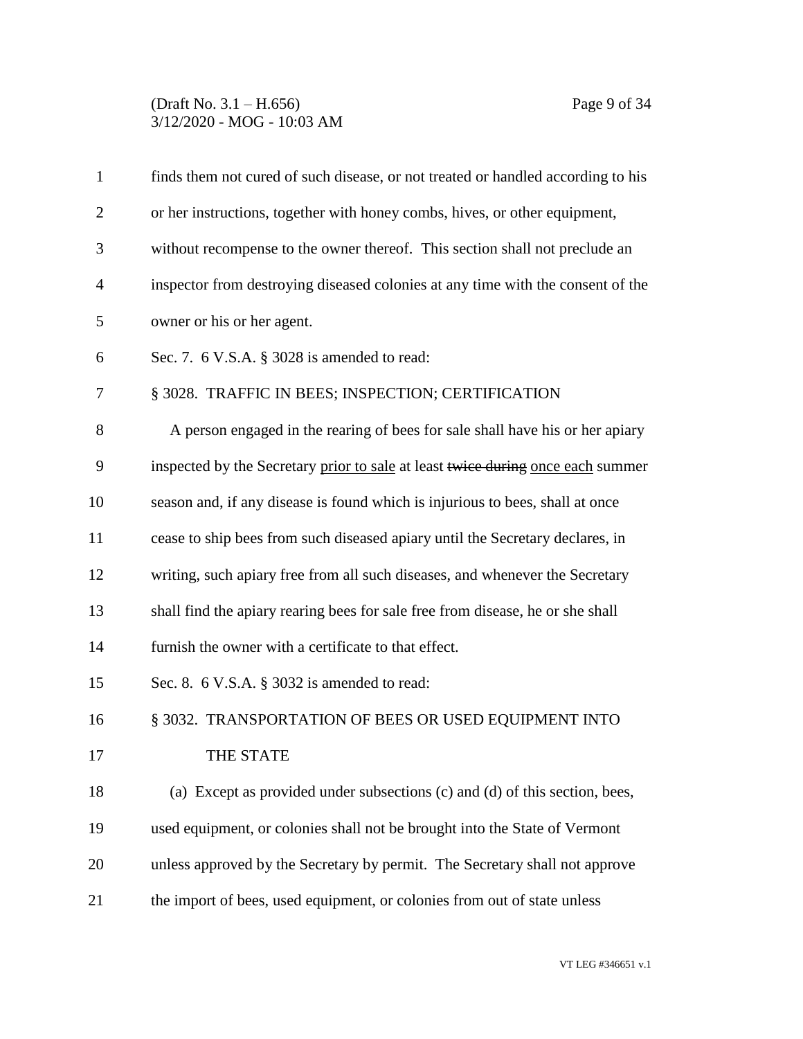finds them not cured of such disease, or not treated or handled according to his or her instructions, together with honey combs, hives, or other equipment, without recompense to the owner thereof. This section shall not preclude an inspector from destroying diseased colonies at any time with the consent of the owner or his or her agent.

Sec. 7. 6 V.S.A. § 3028 is amended to read:

§ 3028. TRAFFIC IN BEES; INSPECTION; CERTIFICATION

A person engaged in the rearing of bees for sale shall have his or her apiary inspected by the Secretary <u>prior to sale</u> at least ~~twice during~~ <u>once each</u> summer season and, if any disease is found which is injurious to bees, shall at once cease to ship bees from such diseased apiary until the Secretary declares, in writing, such apiary free from all such diseases, and whenever the Secretary shall find the apiary rearing bees for sale free from disease, he or she shall furnish the owner with a certificate to that effect.

Sec. 8. 6 V.S.A. § 3032 is amended to read:

§ 3032. TRANSPORTATION OF BEES OR USED EQUIPMENT INTO THE STATE

(a) Except as provided under subsections (c) and (d) of this section, bees, used equipment, or colonies shall not be brought into the State of Vermont unless approved by the Secretary by permit. The Secretary shall not approve the import of bees, used equipment, or colonies from out of state unless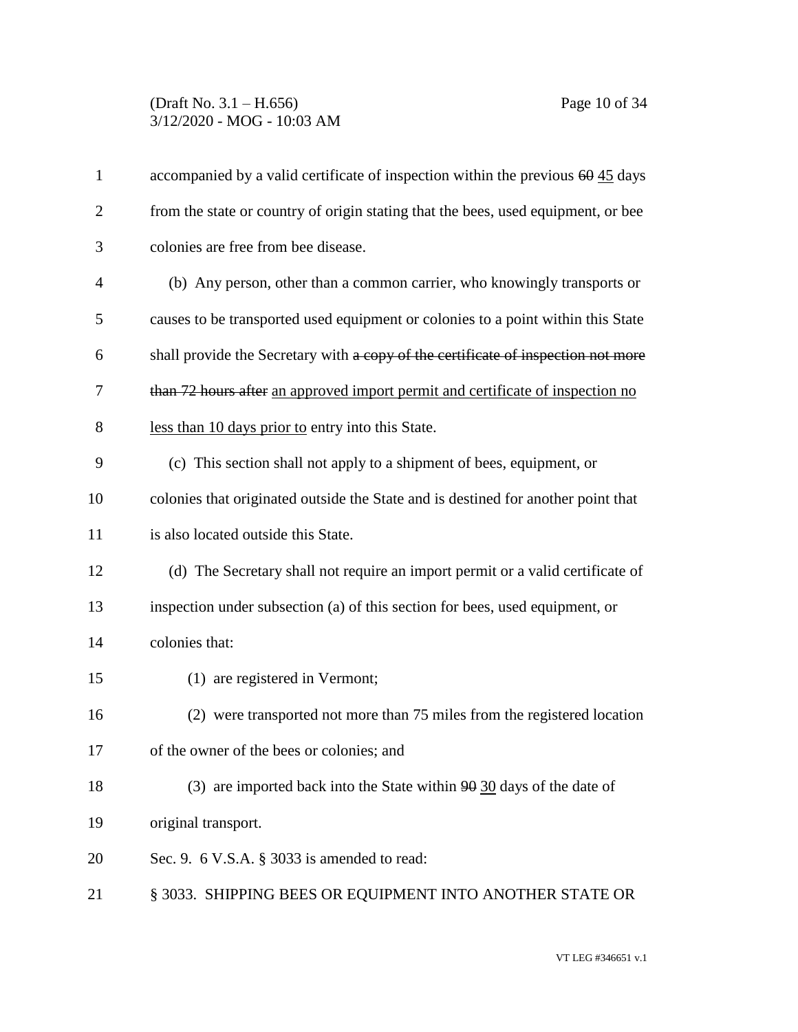accompanied by a valid certificate of inspection within the previous ~~60~~ 45 days from the state or country of origin stating that the bees, used equipment, or bee colonies are free from bee disease.

(b) Any person, other than a common carrier, who knowingly transports or causes to be transported used equipment or colonies to a point within this State shall provide the Secretary with ~~a copy of the certificate of inspection not more than 72 hours after~~ <u>an approved import permit and certificate of inspection no less than 10 days prior to</u> entry into this State.

(c) This section shall not apply to a shipment of bees, equipment, or colonies that originated outside the State and is destined for another point that is also located outside this State.

(d) The Secretary shall not require an import permit or a valid certificate of inspection under subsection (a) of this section for bees, used equipment, or colonies that:

(1) are registered in Vermont;

(2) were transported not more than 75 miles from the registered location of the owner of the bees or colonies; and

(3) are imported back into the State within ~~90~~ 30 days of the date of original transport.

Sec. 9. 6 V.S.A. § 3033 is amended to read:

§ 3033. SHIPPING BEES OR EQUIPMENT INTO ANOTHER STATE OR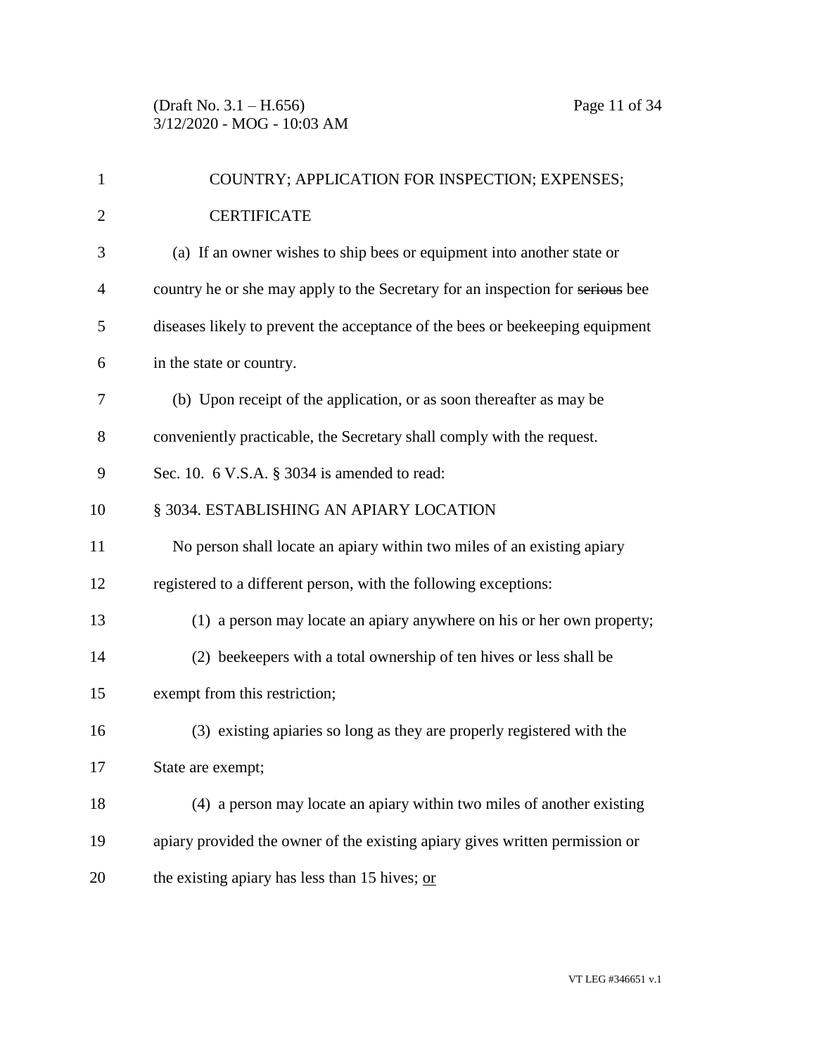COUNTRY; APPLICATION FOR INSPECTION; EXPENSES; CERTIFICATE

(a) If an owner wishes to ship bees or equipment into another state or country he or she may apply to the Secretary for an inspection for ~~serious~~ bee diseases likely to prevent the acceptance of the bees or beekeeping equipment in the state or country.

(b) Upon receipt of the application, or as soon thereafter as may be conveniently practicable, the Secretary shall comply with the request.

Sec. 10. 6 V.S.A. § 3034 is amended to read:

§ 3034. ESTABLISHING AN APIARY LOCATION

No person shall locate an apiary within two miles of an existing apiary registered to a different person, with the following exceptions:

(1) a person may locate an apiary anywhere on his or her own property;

(2) beekeepers with a total ownership of ten hives or less shall be exempt from this restriction;

(3) existing apiaries so long as they are properly registered with the State are exempt;

(4) a person may locate an apiary within two miles of another existing apiary provided the owner of the existing apiary gives written permission or the existing apiary has less than 15 hives; <u>or</u>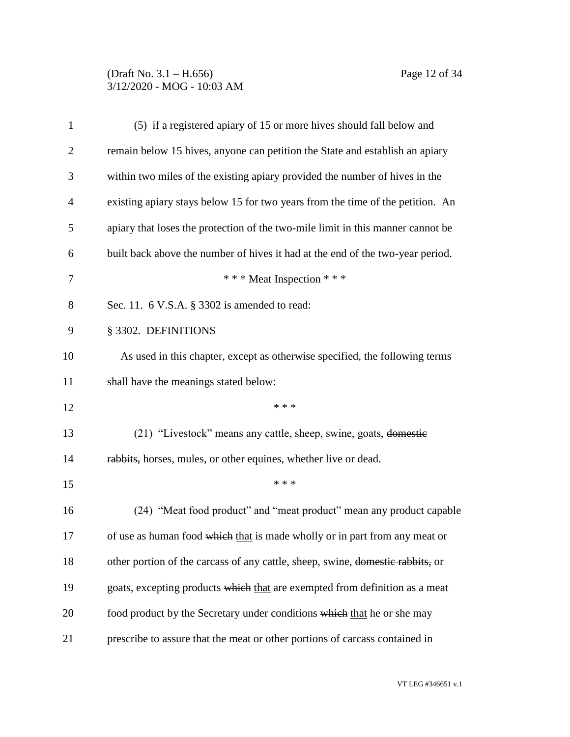(5) if a registered apiary of 15 or more hives should fall below and remain below 15 hives, anyone can petition the State and establish an apiary within two miles of the existing apiary provided the number of hives in the existing apiary stays below 15 for two years from the time of the petition. An apiary that loses the protection of the two-mile limit in this manner cannot be built back above the number of hives it had at the end of the two-year period.

\* \* \* Meat Inspection \* \* \*

Sec. 11. 6 V.S.A. § 3302 is amended to read:

§ 3302. DEFINITIONS

As used in this chapter, except as otherwise specified, the following terms shall have the meanings stated below:

\* \* \*

(21) "Livestock" means any cattle, sheep, swine, goats, ~~domestic rabbits,~~ horses, mules, or other equines, whether live or dead.

\* \* \*

(24) "Meat food product" and "meat product" mean any product capable of use as human food ~~which~~ <u>that</u> is made wholly or in part from any meat or other portion of the carcass of any cattle, sheep, swine, ~~domestic rabbits,~~ or goats, excepting products ~~which~~ <u>that</u> are exempted from definition as a meat food product by the Secretary under conditions ~~which~~ <u>that</u> he or she may prescribe to assure that the meat or other portions of carcass contained in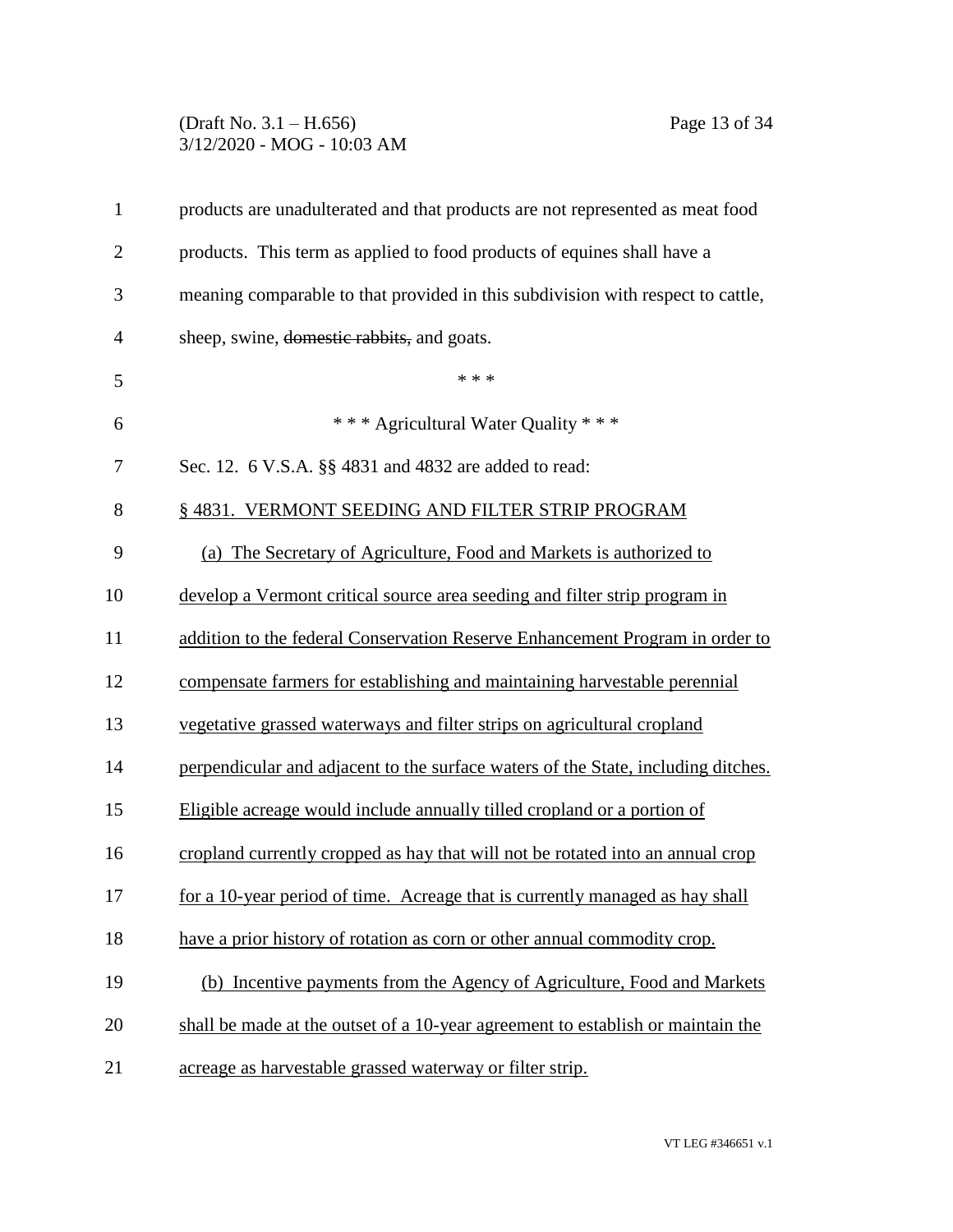products are unadulterated and that products are not represented as meat food products. This term as applied to food products of equines shall have a meaning comparable to that provided in this subdivision with respect to cattle, sheep, swine, ~~domestic rabbits,~~ and goats.

\* \* \*

\* \* \* Agricultural Water Quality \* \* \*

Sec. 12. 6 V.S.A. §§ 4831 and 4832 are added to read:

<u>§ 4831. VERMONT SEEDING AND FILTER STRIP PROGRAM</u>

<u>(a) The Secretary of Agriculture, Food and Markets is authorized to develop a Vermont critical source area seeding and filter strip program in addition to the federal Conservation Reserve Enhancement Program in order to compensate farmers for establishing and maintaining harvestable perennial vegetative grassed waterways and filter strips on agricultural cropland perpendicular and adjacent to the surface waters of the State, including ditches. Eligible acreage would include annually tilled cropland or a portion of cropland currently cropped as hay that will not be rotated into an annual crop for a 10-year period of time. Acreage that is currently managed as hay shall have a prior history of rotation as corn or other annual commodity crop.</u>

<u>(b) Incentive payments from the Agency of Agriculture, Food and Markets shall be made at the outset of a 10-year agreement to establish or maintain the acreage as harvestable grassed waterway or filter strip.</u>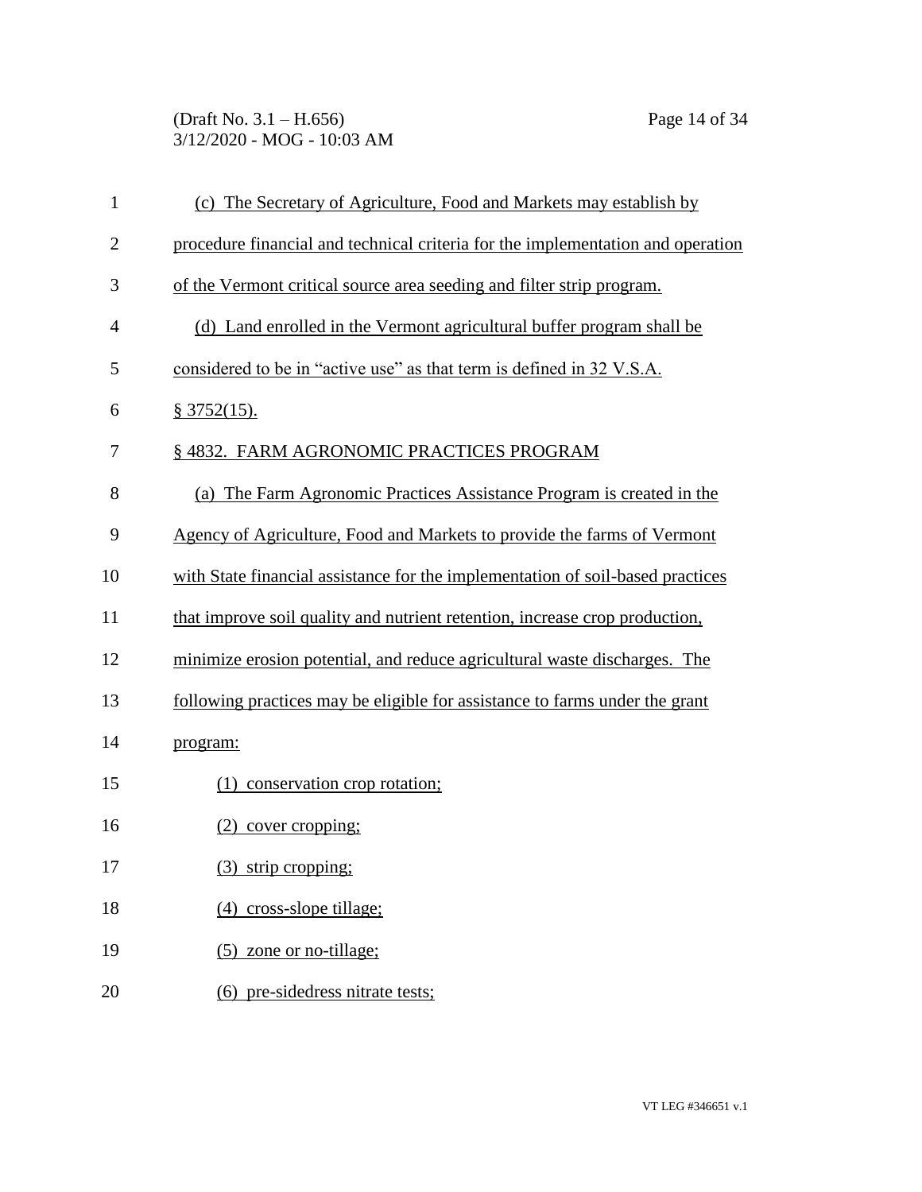(c) The Secretary of Agriculture, Food and Markets may establish by procedure financial and technical criteria for the implementation and operation of the Vermont critical source area seeding and filter strip program.

(d) Land enrolled in the Vermont agricultural buffer program shall be considered to be in "active use" as that term is defined in 32 V.S.A. § 3752(15).

§ 4832. FARM AGRONOMIC PRACTICES PROGRAM

(a) The Farm Agronomic Practices Assistance Program is created in the Agency of Agriculture, Food and Markets to provide the farms of Vermont with State financial assistance for the implementation of soil-based practices that improve soil quality and nutrient retention, increase crop production, minimize erosion potential, and reduce agricultural waste discharges. The following practices may be eligible for assistance to farms under the grant program:

(1) conservation crop rotation;

(2) cover cropping;

(3) strip cropping;

(4) cross-slope tillage;

(5) zone or no-tillage;

(6) pre-sidedress nitrate tests;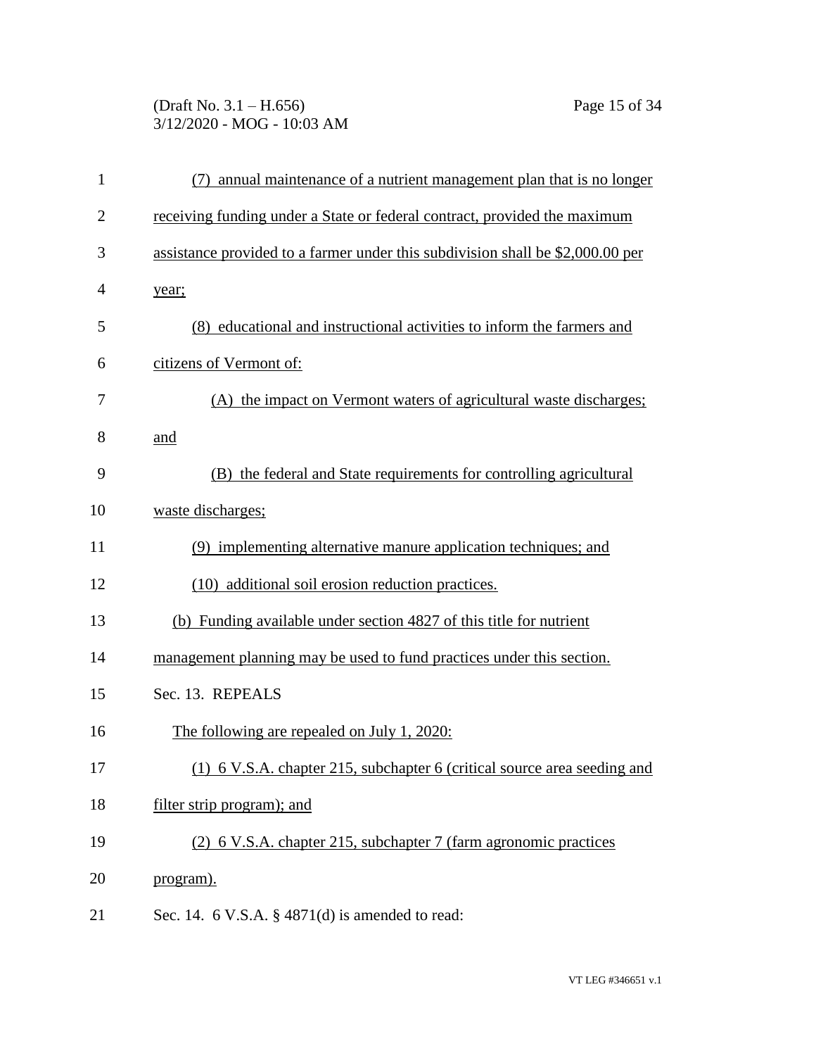(7) annual maintenance of a nutrient management plan that is no longer receiving funding under a State or federal contract, provided the maximum assistance provided to a farmer under this subdivision shall be $2,000.00 per year;

(8) educational and instructional activities to inform the farmers and citizens of Vermont of:

(A) the impact on Vermont waters of agricultural waste discharges; and

(B) the federal and State requirements for controlling agricultural waste discharges;

(9) implementing alternative manure application techniques; and

(10) additional soil erosion reduction practices.

(b) Funding available under section 4827 of this title for nutrient management planning may be used to fund practices under this section.

Sec. 13. REPEALS

The following are repealed on July 1, 2020:

(1) 6 V.S.A. chapter 215, subchapter 6 (critical source area seeding and filter strip program); and

(2) 6 V.S.A. chapter 215, subchapter 7 (farm agronomic practices program).

Sec. 14. 6 V.S.A. § 4871(d) is amended to read: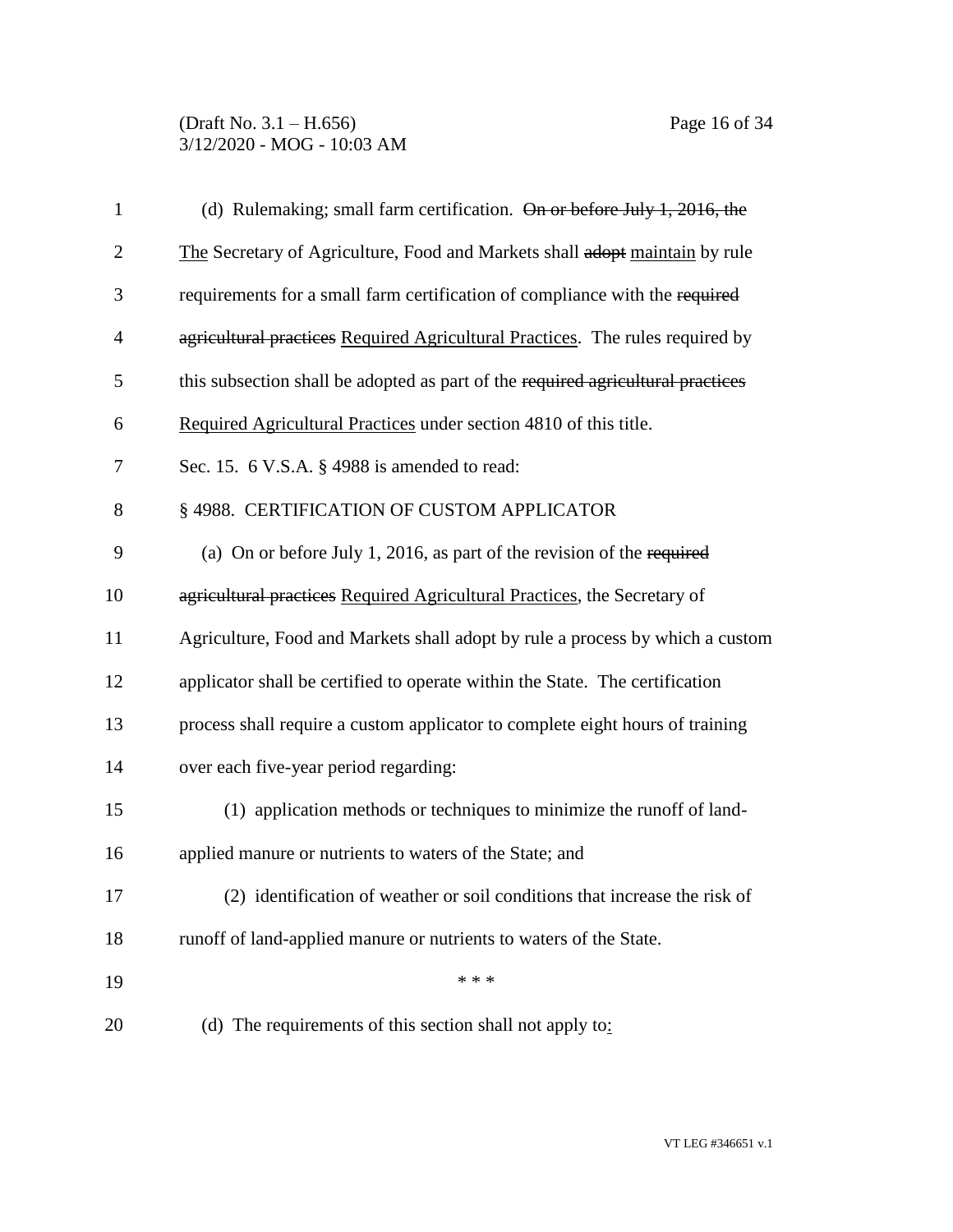(d) Rulemaking; small farm certification. ~~On or before July 1, 2016, the~~ The Secretary of Agriculture, Food and Markets shall ~~adopt~~ maintain by rule requirements for a small farm certification of compliance with the ~~required agricultural practices~~ Required Agricultural Practices. The rules required by this subsection shall be adopted as part of the ~~required agricultural practices~~ Required Agricultural Practices under section 4810 of this title.

Sec. 15. 6 V.S.A. § 4988 is amended to read:

§ 4988. CERTIFICATION OF CUSTOM APPLICATOR

(a) On or before July 1, 2016, as part of the revision of the ~~required agricultural practices~~ Required Agricultural Practices, the Secretary of Agriculture, Food and Markets shall adopt by rule a process by which a custom applicator shall be certified to operate within the State. The certification process shall require a custom applicator to complete eight hours of training over each five-year period regarding:

(1) application methods or techniques to minimize the runoff of land-applied manure or nutrients to waters of the State; and

(2) identification of weather or soil conditions that increase the risk of runoff of land-applied manure or nutrients to waters of the State.

\* \* \*

(d) The requirements of this section shall not apply to: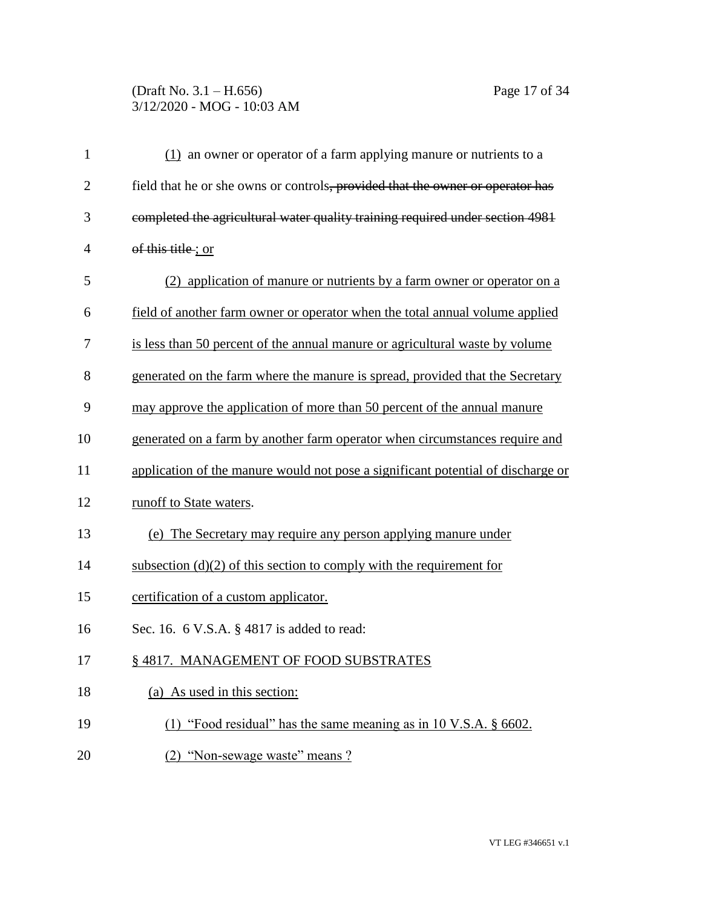(1) an owner or operator of a farm applying manure or nutrients to a field that he or she owns or controls~~, provided that the owner or operator has completed the agricultural water quality training required under section 4981 of this title~~ ; or

(2) application of manure or nutrients by a farm owner or operator on a field of another farm owner or operator when the total annual volume applied is less than 50 percent of the annual manure or agricultural waste by volume generated on the farm where the manure is spread, provided that the Secretary may approve the application of more than 50 percent of the annual manure generated on a farm by another farm operator when circumstances require and application of the manure would not pose a significant potential of discharge or runoff to State waters.

(e) The Secretary may require any person applying manure under subsection (d)(2) of this section to comply with the requirement for certification of a custom applicator.

Sec. 16. 6 V.S.A. § 4817 is added to read:

§ 4817. MANAGEMENT OF FOOD SUBSTRATES

(a) As used in this section:

(1) "Food residual" has the same meaning as in 10 V.S.A. § 6602.

(2) "Non-sewage waste" means ?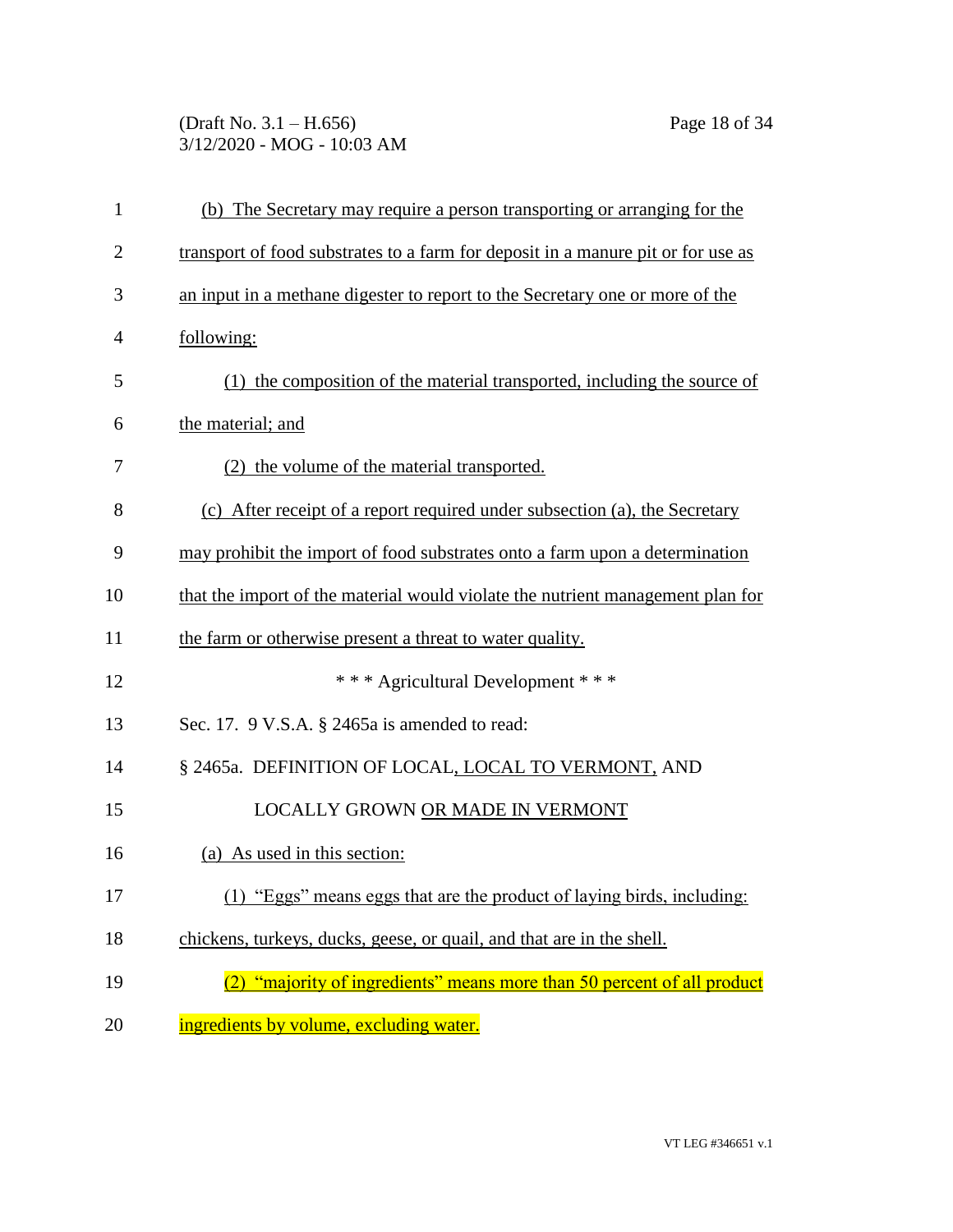(b) The Secretary may require a person transporting or arranging for the transport of food substrates to a farm for deposit in a manure pit or for use as an input in a methane digester to report to the Secretary one or more of the following:

(1) the composition of the material transported, including the source of the material; and

(2) the volume of the material transported.

(c) After receipt of a report required under subsection (a), the Secretary may prohibit the import of food substrates onto a farm upon a determination that the import of the material would violate the nutrient management plan for the farm or otherwise present a threat to water quality.

\* \* \* Agricultural Development \* \* \*

Sec. 17. 9 V.S.A. § 2465a is amended to read:

§ 2465a. DEFINITION OF LOCAL, LOCAL TO VERMONT, AND LOCALLY GROWN OR MADE IN VERMONT

(a) As used in this section:

(1) "Eggs" means eggs that are the product of laying birds, including: chickens, turkeys, ducks, geese, or quail, and that are in the shell.

(2) "majority of ingredients" means more than 50 percent of all product ingredients by volume, excluding water.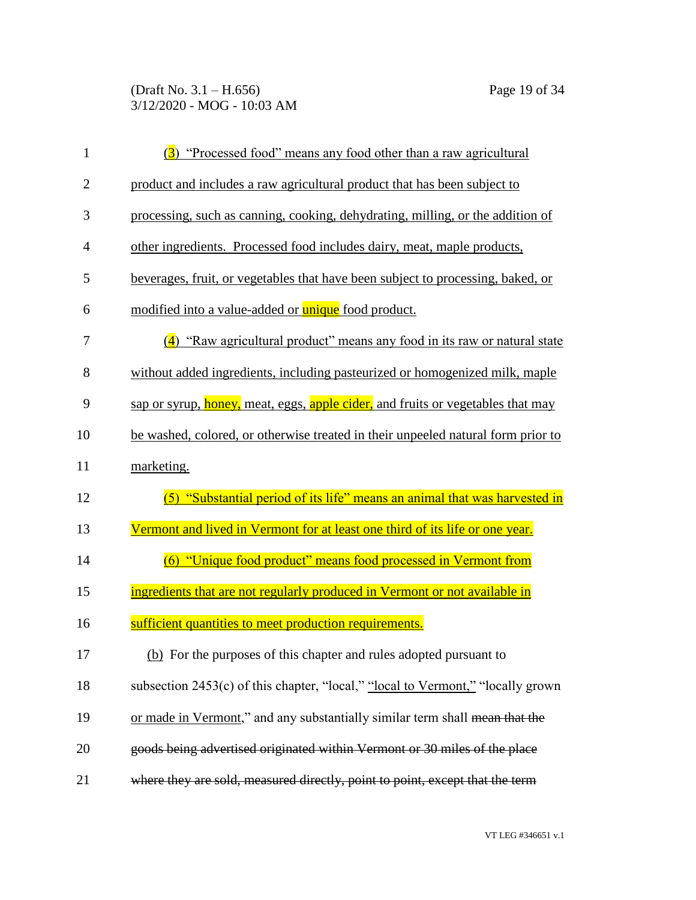(3) "Processed food" means any food other than a raw agricultural product and includes a raw agricultural product that has been subject to processing, such as canning, cooking, dehydrating, milling, or the addition of other ingredients. Processed food includes dairy, meat, maple products, beverages, fruit, or vegetables that have been subject to processing, baked, or modified into a value-added or unique food product.

(4) "Raw agricultural product" means any food in its raw or natural state without added ingredients, including pasteurized or homogenized milk, maple sap or syrup, honey, meat, eggs, apple cider, and fruits or vegetables that may be washed, colored, or otherwise treated in their unpeeled natural form prior to marketing.

(5) "Substantial period of its life" means an animal that was harvested in Vermont and lived in Vermont for at least one third of its life or one year.

(6) "Unique food product" means food processed in Vermont from ingredients that are not regularly produced in Vermont or not available in sufficient quantities to meet production requirements.

(b) For the purposes of this chapter and rules adopted pursuant to subsection 2453(c) of this chapter, "local," "local to Vermont," "locally grown or made in Vermont," and any substantially similar term shall ~~mean that the goods being advertised originated within Vermont or 30 miles of the place where they are sold, measured directly, point to point, except that the term~~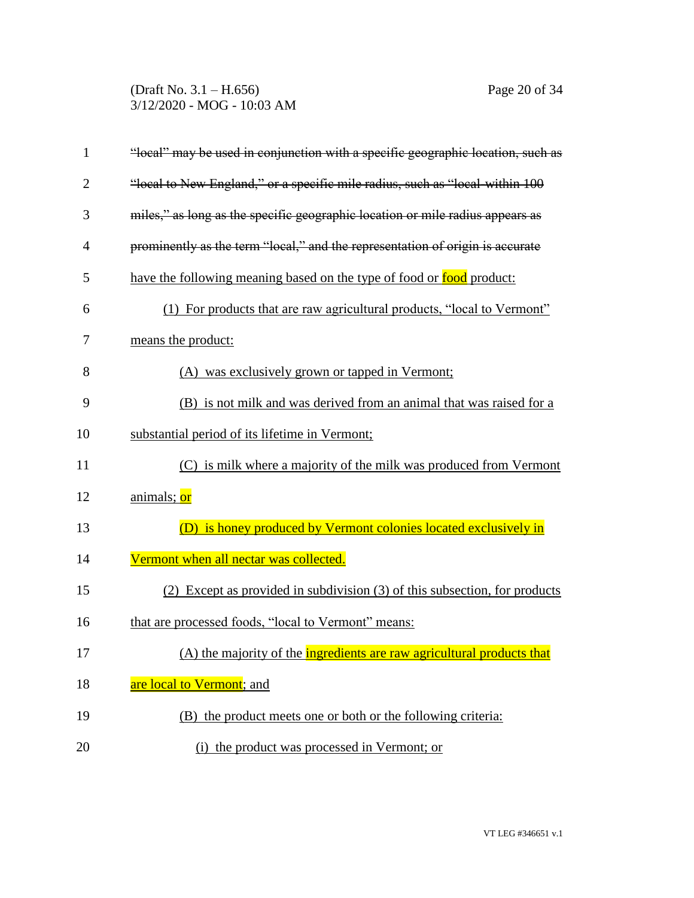~~"local" may be used in conjunction with a specific geographic location, such as "local to New England," or a specific mile radius, such as "local within 100 miles," as long as the specific geographic location or mile radius appears as prominently as the term "local," and the representation of origin is accurate~~ have the following meaning based on the type of food or food product:

(1) For products that are raw agricultural products, "local to Vermont" means the product:

(A) was exclusively grown or tapped in Vermont;

(B) is not milk and was derived from an animal that was raised for a substantial period of its lifetime in Vermont;

(C) is milk where a majority of the milk was produced from Vermont animals; or

(D) is honey produced by Vermont colonies located exclusively in Vermont when all nectar was collected.

(2) Except as provided in subdivision (3) of this subsection, for products that are processed foods, "local to Vermont" means:

(A) the majority of the ingredients are raw agricultural products that are local to Vermont; and

(B) the product meets one or both or the following criteria:

(i) the product was processed in Vermont; or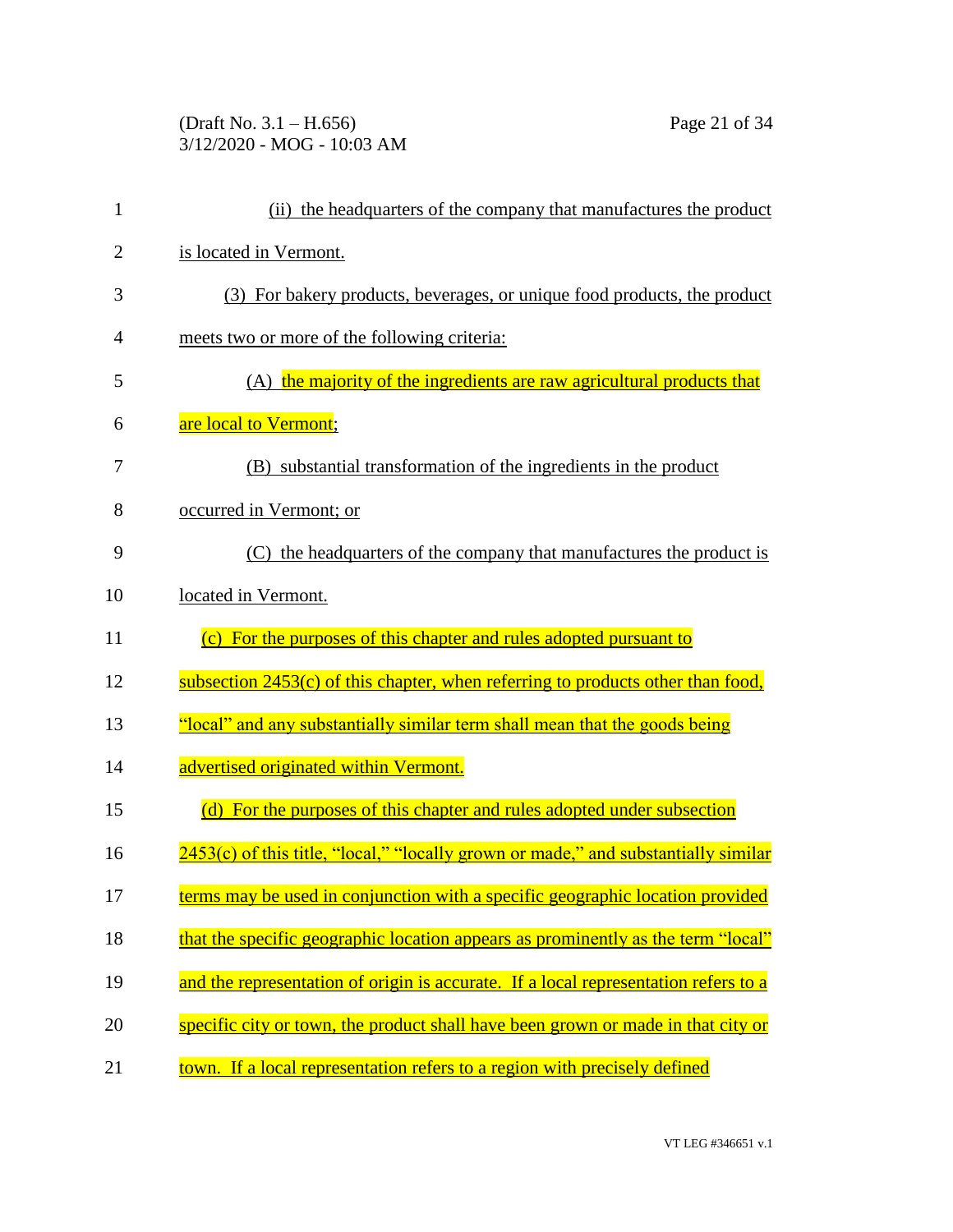(ii) the headquarters of the company that manufactures the product is located in Vermont.

(3) For bakery products, beverages, or unique food products, the product meets two or more of the following criteria:

(A) the majority of the ingredients are raw agricultural products that are local to Vermont;

(B) substantial transformation of the ingredients in the product occurred in Vermont; or

(C) the headquarters of the company that manufactures the product is located in Vermont.

(c) For the purposes of this chapter and rules adopted pursuant to subsection 2453(c) of this chapter, when referring to products other than food, "local" and any substantially similar term shall mean that the goods being advertised originated within Vermont.

(d) For the purposes of this chapter and rules adopted under subsection 2453(c) of this title, "local," "locally grown or made," and substantially similar terms may be used in conjunction with a specific geographic location provided that the specific geographic location appears as prominently as the term "local" and the representation of origin is accurate. If a local representation refers to a specific city or town, the product shall have been grown or made in that city or town. If a local representation refers to a region with precisely defined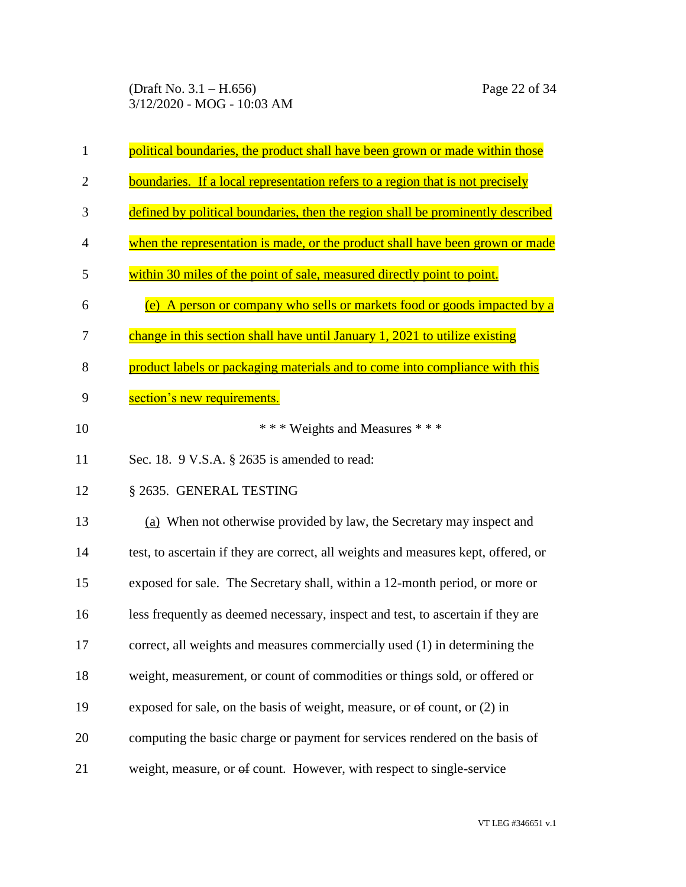political boundaries, the product shall have been grown or made within those boundaries. If a local representation refers to a region that is not precisely defined by political boundaries, then the region shall be prominently described when the representation is made, or the product shall have been grown or made within 30 miles of the point of sale, measured directly point to point.

(e) A person or company who sells or markets food or goods impacted by a change in this section shall have until January 1, 2021 to utilize existing product labels or packaging materials and to come into compliance with this section's new requirements.

\* \* \* Weights and Measures \* \* \*

Sec. 18. 9 V.S.A. § 2635 is amended to read:

§ 2635. GENERAL TESTING

(a) When not otherwise provided by law, the Secretary may inspect and test, to ascertain if they are correct, all weights and measures kept, offered, or exposed for sale. The Secretary shall, within a 12-month period, or more or less frequently as deemed necessary, inspect and test, to ascertain if they are correct, all weights and measures commercially used (1) in determining the weight, measurement, or count of commodities or things sold, or offered or exposed for sale, on the basis of weight, measure, or ~~of~~ count, or (2) in computing the basic charge or payment for services rendered on the basis of weight, measure, or ~~of~~ count. However, with respect to single-service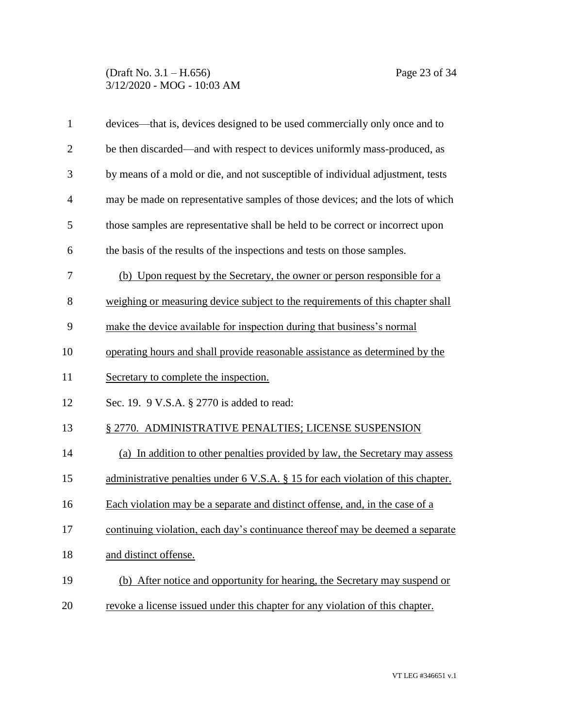devices—that is, devices designed to be used commercially only once and to be then discarded—and with respect to devices uniformly mass-produced, as by means of a mold or die, and not susceptible of individual adjustment, tests may be made on representative samples of those devices; and the lots of which those samples are representative shall be held to be correct or incorrect upon the basis of the results of the inspections and tests on those samples.

(b) Upon request by the Secretary, the owner or person responsible for a weighing or measuring device subject to the requirements of this chapter shall make the device available for inspection during that business's normal operating hours and shall provide reasonable assistance as determined by the Secretary to complete the inspection.

Sec. 19. 9 V.S.A. § 2770 is added to read:

§ 2770. ADMINISTRATIVE PENALTIES; LICENSE SUSPENSION

(a) In addition to other penalties provided by law, the Secretary may assess administrative penalties under 6 V.S.A. § 15 for each violation of this chapter. Each violation may be a separate and distinct offense, and, in the case of a continuing violation, each day's continuance thereof may be deemed a separate and distinct offense.

(b) After notice and opportunity for hearing, the Secretary may suspend or revoke a license issued under this chapter for any violation of this chapter.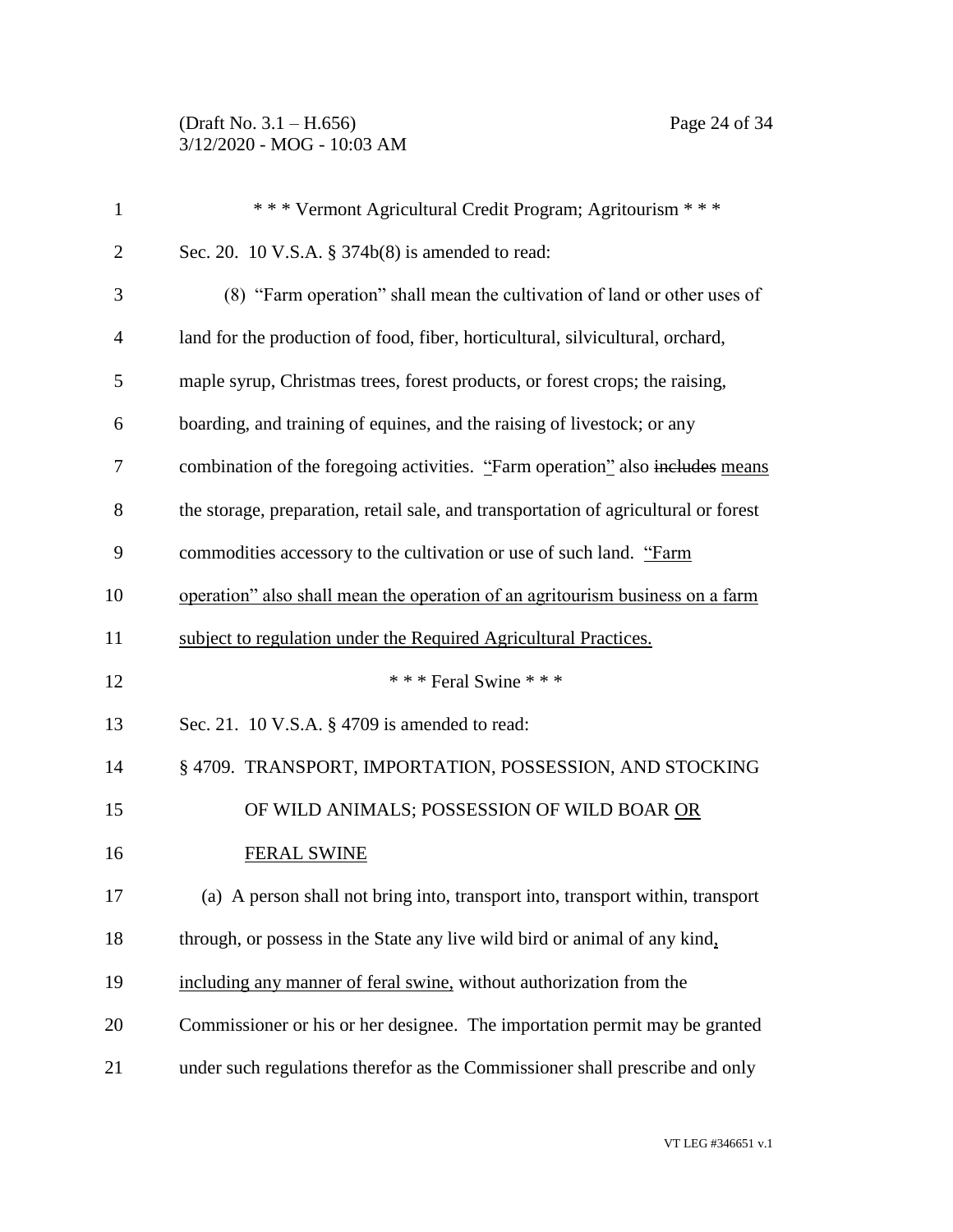\* \* \* Vermont Agricultural Credit Program; Agritourism \* \* \*

Sec. 20. 10 V.S.A. § 374b(8) is amended to read:

(8) "Farm operation" shall mean the cultivation of land or other uses of land for the production of food, fiber, horticultural, silvicultural, orchard, maple syrup, Christmas trees, forest products, or forest crops; the raising, boarding, and training of equines, and the raising of livestock; or any combination of the foregoing activities. "Farm operation" also ~~includes~~ means the storage, preparation, retail sale, and transportation of agricultural or forest commodities accessory to the cultivation or use of such land. "Farm operation" also shall mean the operation of an agritourism business on a farm subject to regulation under the Required Agricultural Practices.

\* \* \* Feral Swine \* \* \*

Sec. 21. 10 V.S.A. § 4709 is amended to read:

§ 4709. TRANSPORT, IMPORTATION, POSSESSION, AND STOCKING OF WILD ANIMALS; POSSESSION OF WILD BOAR OR FERAL SWINE

(a) A person shall not bring into, transport into, transport within, transport through, or possess in the State any live wild bird or animal of any kind, including any manner of feral swine, without authorization from the Commissioner or his or her designee. The importation permit may be granted under such regulations therefor as the Commissioner shall prescribe and only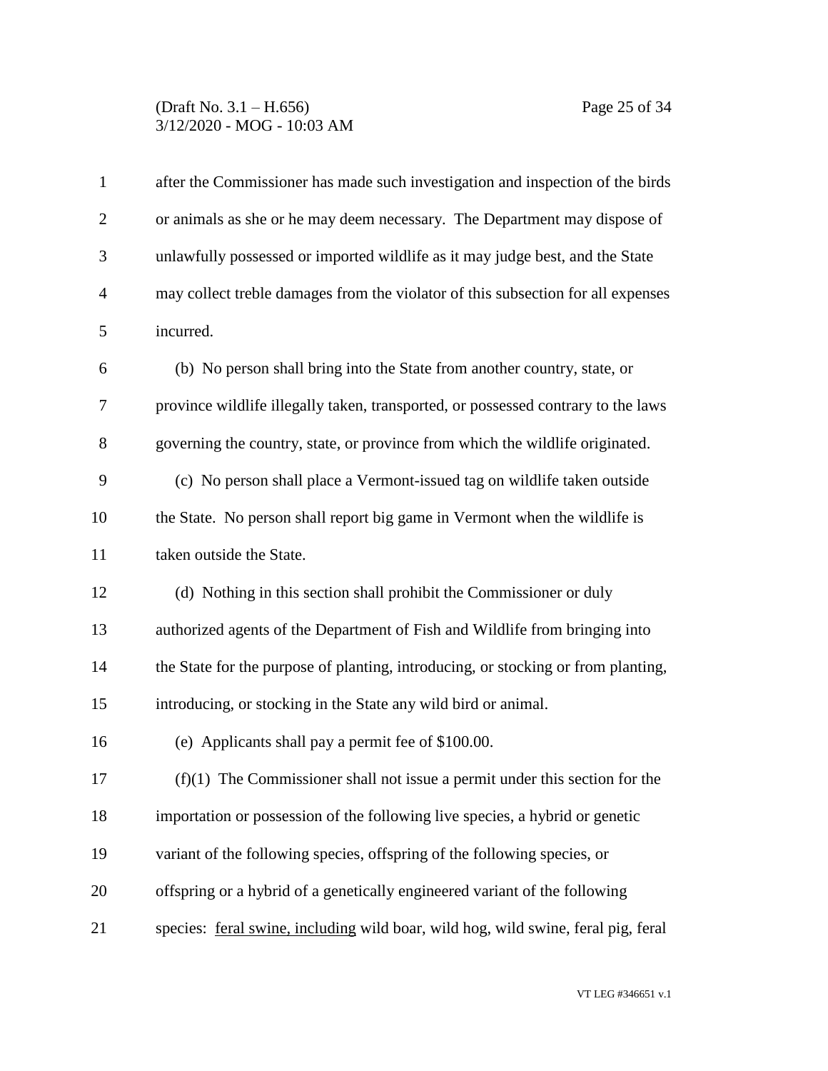after the Commissioner has made such investigation and inspection of the birds or animals as she or he may deem necessary. The Department may dispose of unlawfully possessed or imported wildlife as it may judge best, and the State may collect treble damages from the violator of this subsection for all expenses incurred.

(b) No person shall bring into the State from another country, state, or province wildlife illegally taken, transported, or possessed contrary to the laws governing the country, state, or province from which the wildlife originated.

(c) No person shall place a Vermont-issued tag on wildlife taken outside the State. No person shall report big game in Vermont when the wildlife is taken outside the State.

(d) Nothing in this section shall prohibit the Commissioner or duly authorized agents of the Department of Fish and Wildlife from bringing into the State for the purpose of planting, introducing, or stocking or from planting, introducing, or stocking in the State any wild bird or animal.

(e) Applicants shall pay a permit fee of $100.00.

(f)(1) The Commissioner shall not issue a permit under this section for the importation or possession of the following live species, a hybrid or genetic variant of the following species, offspring of the following species, or offspring or a hybrid of a genetically engineered variant of the following species: <u>feral swine, including</u> wild boar, wild hog, wild swine, feral pig, feral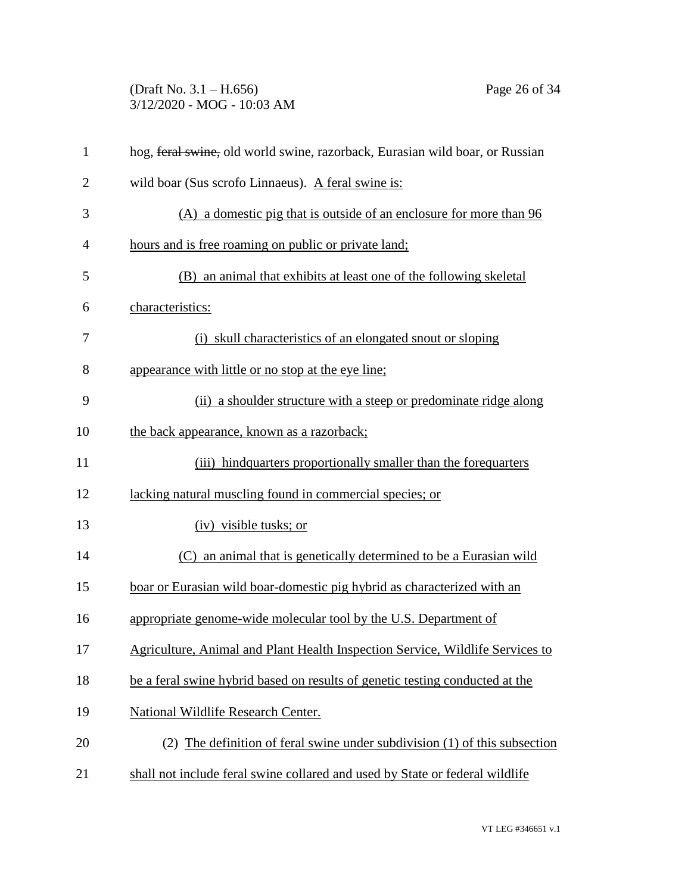hog, ~~feral swine,~~ old world swine, razorback, Eurasian wild boar, or Russian wild boar (Sus scrofo Linnaeus). <u>A feral swine is:</u>

<u>(A) a domestic pig that is outside of an enclosure for more than 96 hours and is free roaming on public or private land;</u>

<u>(B) an animal that exhibits at least one of the following skeletal characteristics:</u>

<u>(i) skull characteristics of an elongated snout or sloping appearance with little or no stop at the eye line;</u>

<u>(ii) a shoulder structure with a steep or predominate ridge along the back appearance, known as a razorback;</u>

<u>(iii) hindquarters proportionally smaller than the forequarters lacking natural muscling found in commercial species; or</u>

<u>(iv) visible tusks; or</u>

<u>(C) an animal that is genetically determined to be a Eurasian wild boar or Eurasian wild boar-domestic pig hybrid as characterized with an appropriate genome-wide molecular tool by the U.S. Department of Agriculture, Animal and Plant Health Inspection Service, Wildlife Services to be a feral swine hybrid based on results of genetic testing conducted at the National Wildlife Research Center.</u>

(2) <u>The definition of feral swine under subdivision (1) of this subsection shall not include feral swine collared and used by State or federal wildlife</u>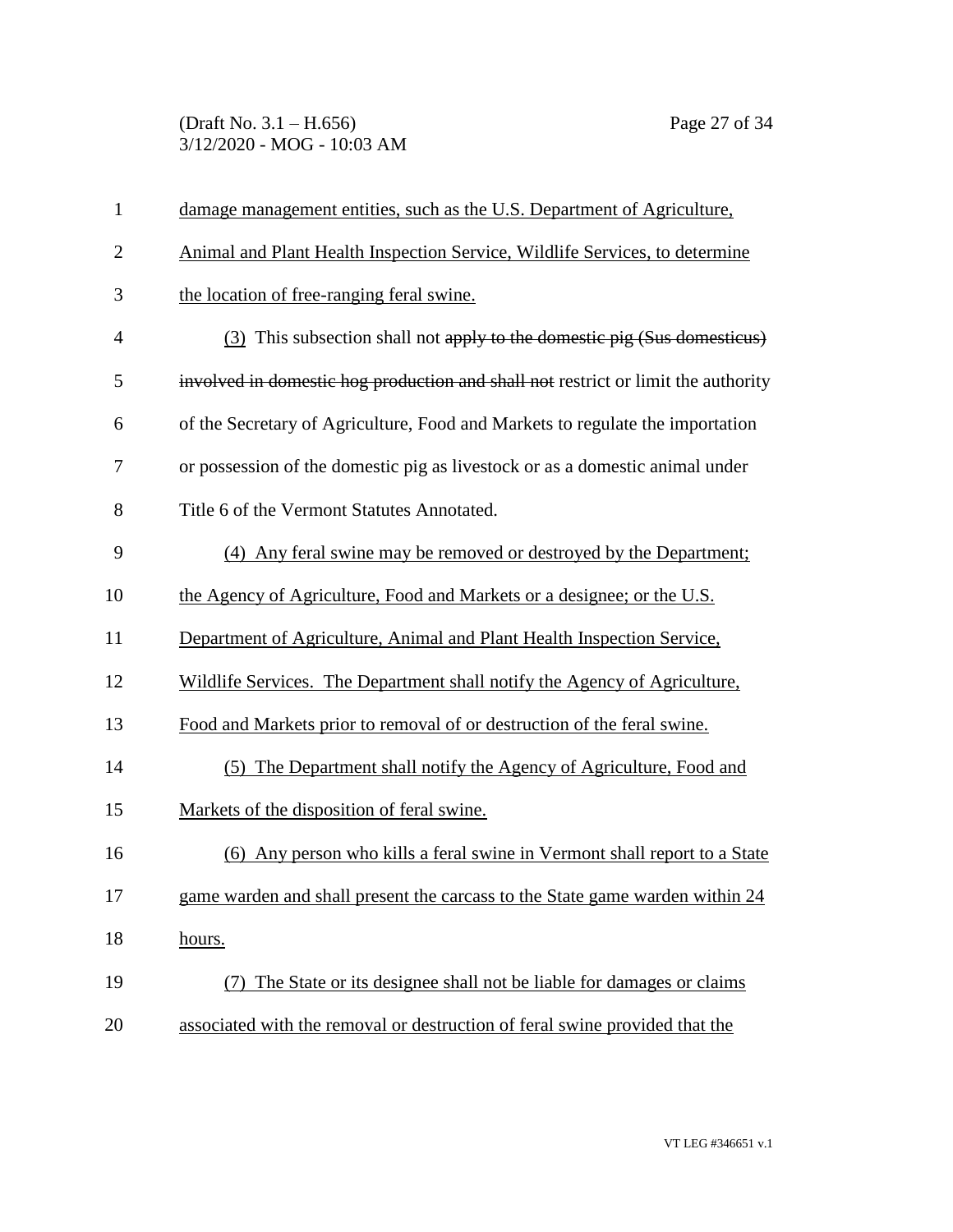damage management entities, such as the U.S. Department of Agriculture, Animal and Plant Health Inspection Service, Wildlife Services, to determine the location of free-ranging feral swine.

(3) This subsection shall not ~~apply to the domestic pig (Sus domesticus) involved in domestic hog production and shall not~~ restrict or limit the authority of the Secretary of Agriculture, Food and Markets to regulate the importation or possession of the domestic pig as livestock or as a domestic animal under Title 6 of the Vermont Statutes Annotated.

(4) Any feral swine may be removed or destroyed by the Department; the Agency of Agriculture, Food and Markets or a designee; or the U.S. Department of Agriculture, Animal and Plant Health Inspection Service, Wildlife Services. The Department shall notify the Agency of Agriculture, Food and Markets prior to removal of or destruction of the feral swine.

(5) The Department shall notify the Agency of Agriculture, Food and Markets of the disposition of feral swine.

(6) Any person who kills a feral swine in Vermont shall report to a State game warden and shall present the carcass to the State game warden within 24 hours.

(7) The State or its designee shall not be liable for damages or claims associated with the removal or destruction of feral swine provided that the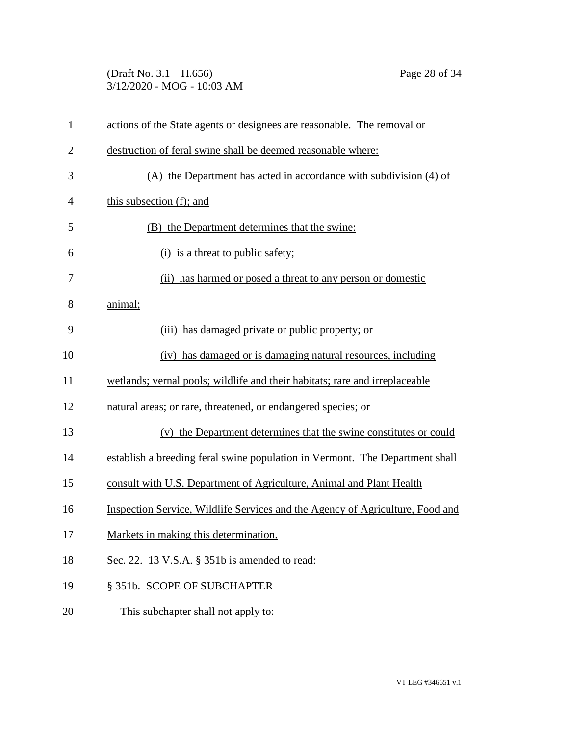actions of the State agents or designees are reasonable. The removal or destruction of feral swine shall be deemed reasonable where:

(A) the Department has acted in accordance with subdivision (4) of this subsection (f); and

(B) the Department determines that the swine:

(i) is a threat to public safety;

(ii) has harmed or posed a threat to any person or domestic animal;

(iii) has damaged private or public property; or

(iv) has damaged or is damaging natural resources, including wetlands; vernal pools; wildlife and their habitats; rare and irreplaceable natural areas; or rare, threatened, or endangered species; or

(v) the Department determines that the swine constitutes or could establish a breeding feral swine population in Vermont. The Department shall consult with U.S. Department of Agriculture, Animal and Plant Health Inspection Service, Wildlife Services and the Agency of Agriculture, Food and Markets in making this determination.

Sec. 22. 13 V.S.A. § 351b is amended to read:

§ 351b. SCOPE OF SUBCHAPTER

This subchapter shall not apply to: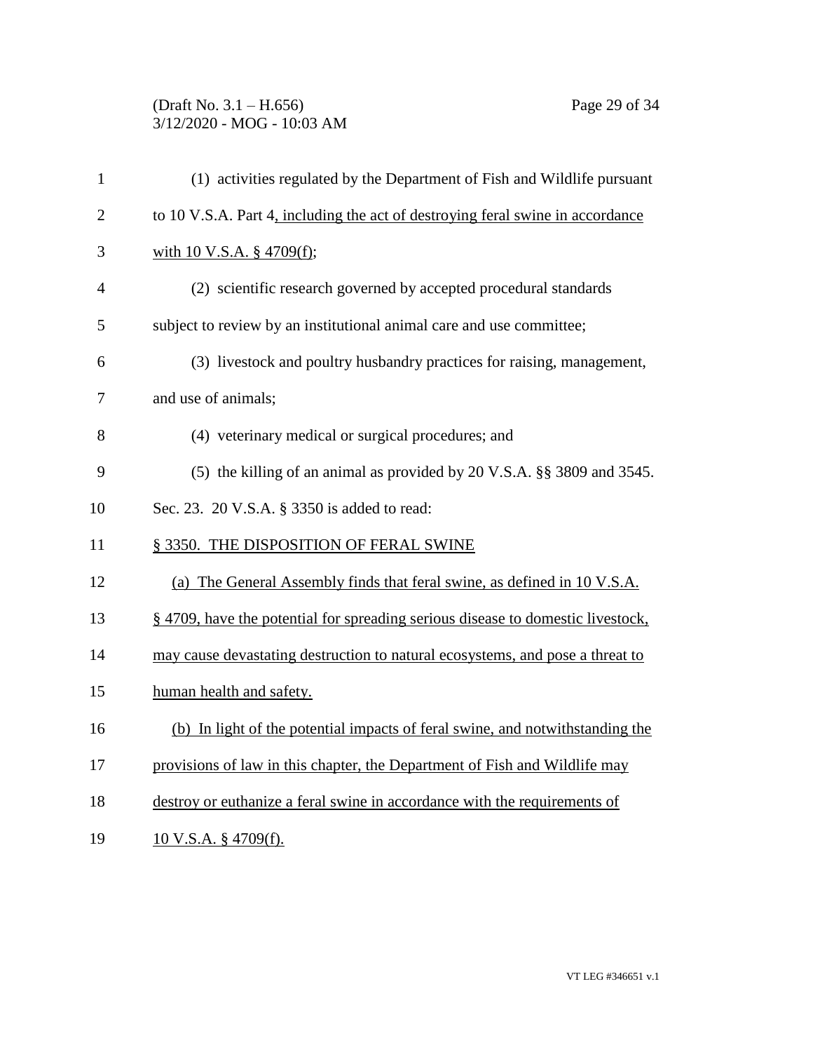(1) activities regulated by the Department of Fish and Wildlife pursuant to 10 V.S.A. Part 4, including the act of destroying feral swine in accordance with 10 V.S.A. § 4709(f);

(2) scientific research governed by accepted procedural standards subject to review by an institutional animal care and use committee;

(3) livestock and poultry husbandry practices for raising, management, and use of animals;

(4) veterinary medical or surgical procedures; and

(5) the killing of an animal as provided by 20 V.S.A. §§ 3809 and 3545.

Sec. 23. 20 V.S.A. § 3350 is added to read:

§ 3350. THE DISPOSITION OF FERAL SWINE

(a) The General Assembly finds that feral swine, as defined in 10 V.S.A. § 4709, have the potential for spreading serious disease to domestic livestock, may cause devastating destruction to natural ecosystems, and pose a threat to human health and safety.

(b) In light of the potential impacts of feral swine, and notwithstanding the provisions of law in this chapter, the Department of Fish and Wildlife may destroy or euthanize a feral swine in accordance with the requirements of 10 V.S.A. § 4709(f).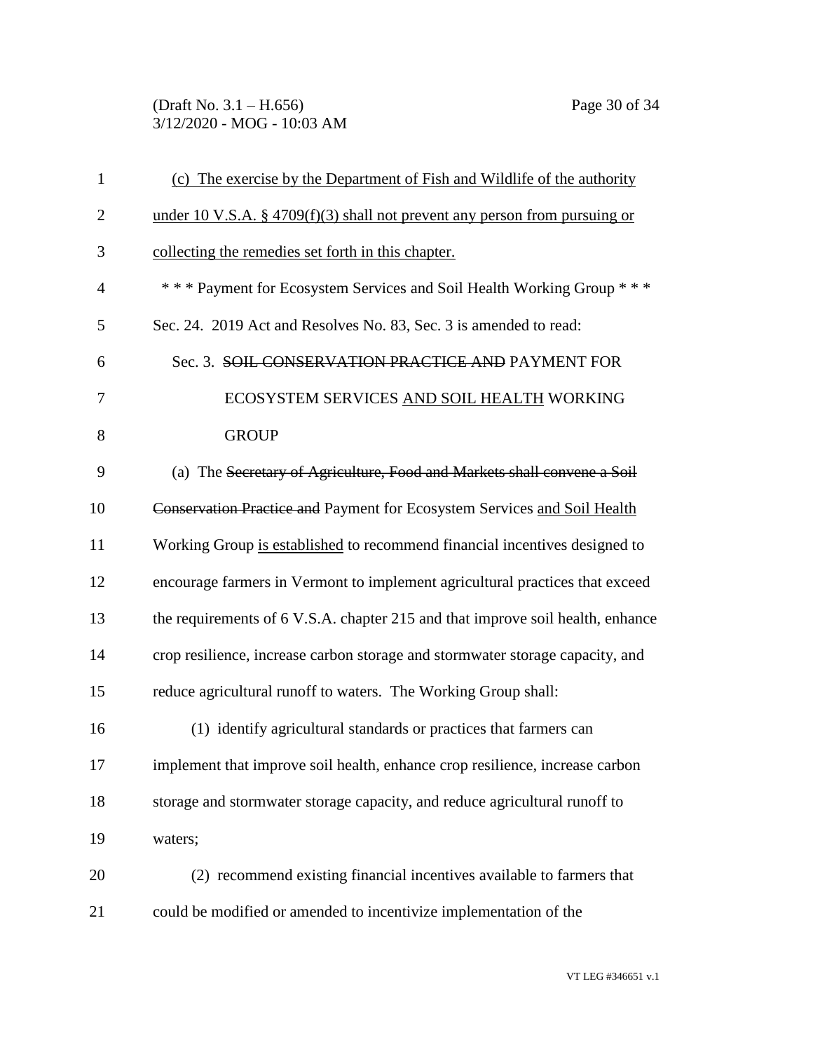(c) The exercise by the Department of Fish and Wildlife of the authority under 10 V.S.A. § 4709(f)(3) shall not prevent any person from pursuing or collecting the remedies set forth in this chapter.

\* \* \* Payment for Ecosystem Services and Soil Health Working Group \* \* \*

Sec. 24. 2019 Act and Resolves No. 83, Sec. 3 is amended to read:

Sec. 3. ~~SOIL CONSERVATION PRACTICE AND~~ PAYMENT FOR ECOSYSTEM SERVICES AND SOIL HEALTH WORKING GROUP

(a) The ~~Secretary of Agriculture, Food and Markets shall convene a Soil Conservation Practice and~~ Payment for Ecosystem Services and Soil Health Working Group is established to recommend financial incentives designed to encourage farmers in Vermont to implement agricultural practices that exceed the requirements of 6 V.S.A. chapter 215 and that improve soil health, enhance crop resilience, increase carbon storage and stormwater storage capacity, and reduce agricultural runoff to waters. The Working Group shall:

(1) identify agricultural standards or practices that farmers can implement that improve soil health, enhance crop resilience, increase carbon storage and stormwater storage capacity, and reduce agricultural runoff to waters;

(2) recommend existing financial incentives available to farmers that could be modified or amended to incentivize implementation of the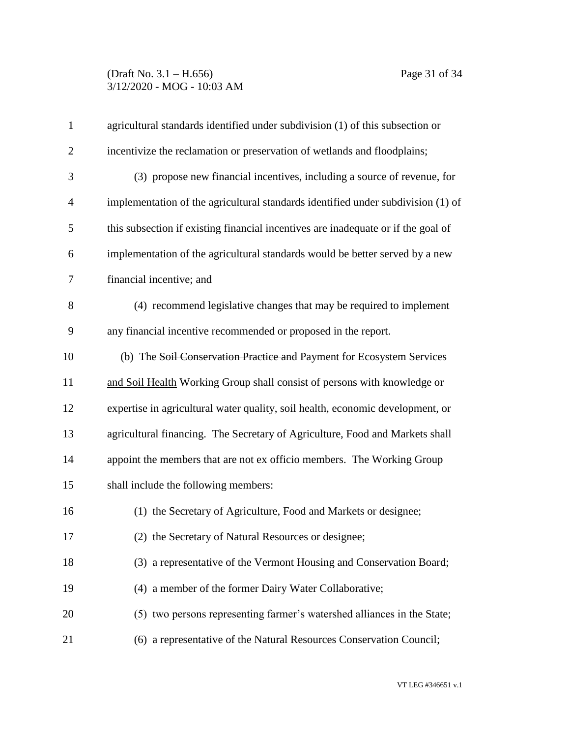agricultural standards identified under subdivision (1) of this subsection or incentivize the reclamation or preservation of wetlands and floodplains;

(3) propose new financial incentives, including a source of revenue, for implementation of the agricultural standards identified under subdivision (1) of this subsection if existing financial incentives are inadequate or if the goal of implementation of the agricultural standards would be better served by a new financial incentive; and

(4) recommend legislative changes that may be required to implement any financial incentive recommended or proposed in the report.

(b) The ~~Soil Conservation Practice and~~ Payment for Ecosystem Services <u>and Soil Health</u> Working Group shall consist of persons with knowledge or expertise in agricultural water quality, soil health, economic development, or agricultural financing. The Secretary of Agriculture, Food and Markets shall appoint the members that are not ex officio members. The Working Group shall include the following members:

(1) the Secretary of Agriculture, Food and Markets or designee;

(2) the Secretary of Natural Resources or designee;

(3) a representative of the Vermont Housing and Conservation Board;

(4) a member of the former Dairy Water Collaborative;

(5) two persons representing farmer's watershed alliances in the State;

(6) a representative of the Natural Resources Conservation Council;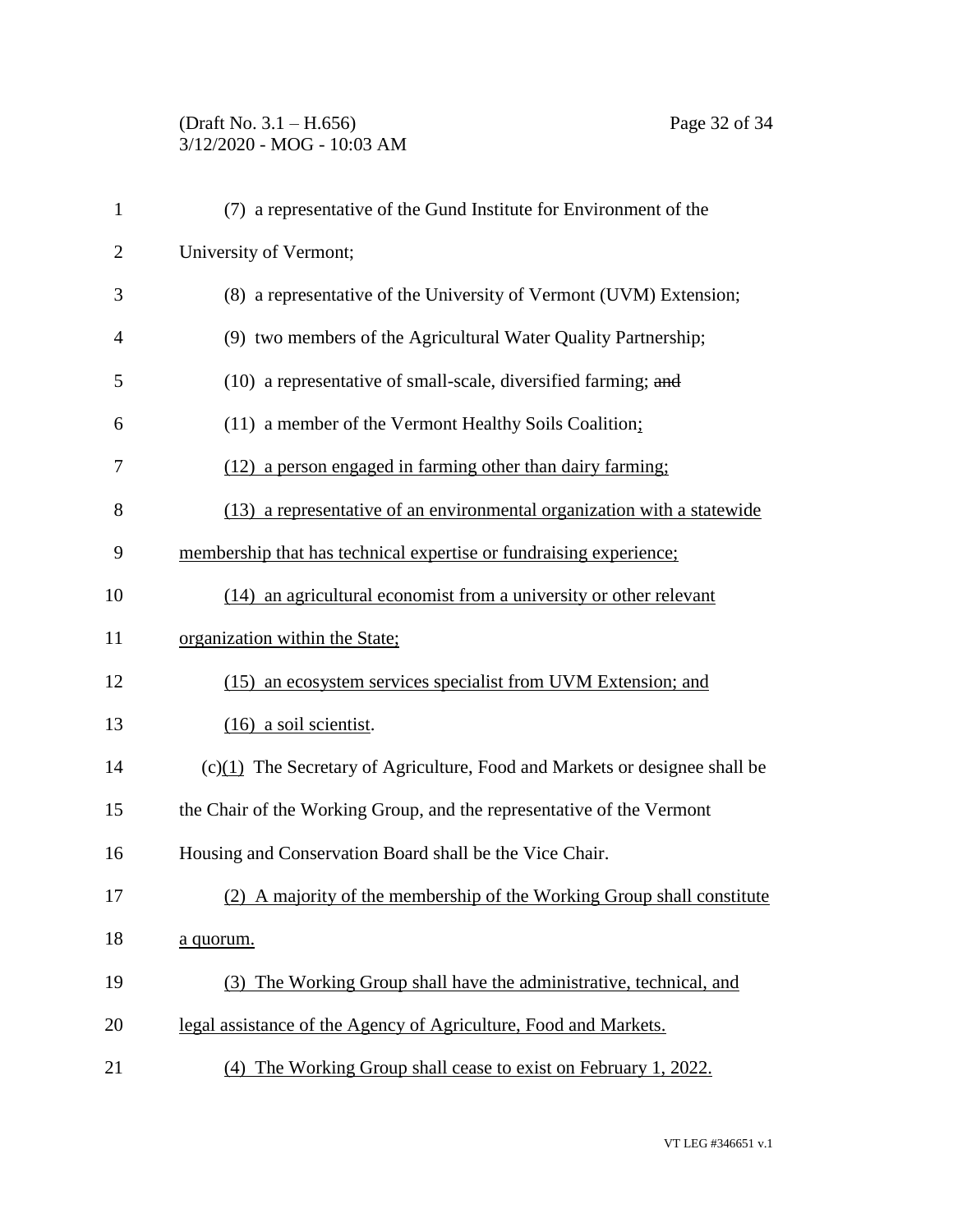(7) a representative of the Gund Institute for Environment of the University of Vermont;

(8) a representative of the University of Vermont (UVM) Extension;

(9) two members of the Agricultural Water Quality Partnership;

(10) a representative of small-scale, diversified farming; ~~and~~

(11) a member of the Vermont Healthy Soils Coalition;

(12) a person engaged in farming other than dairy farming;

(13) a representative of an environmental organization with a statewide membership that has technical expertise or fundraising experience;

(14) an agricultural economist from a university or other relevant organization within the State;

(15) an ecosystem services specialist from UVM Extension; and

(16) a soil scientist.

(c)(1) The Secretary of Agriculture, Food and Markets or designee shall be the Chair of the Working Group, and the representative of the Vermont Housing and Conservation Board shall be the Vice Chair.

(2) A majority of the membership of the Working Group shall constitute a quorum.

(3) The Working Group shall have the administrative, technical, and legal assistance of the Agency of Agriculture, Food and Markets.

(4) The Working Group shall cease to exist on February 1, 2022.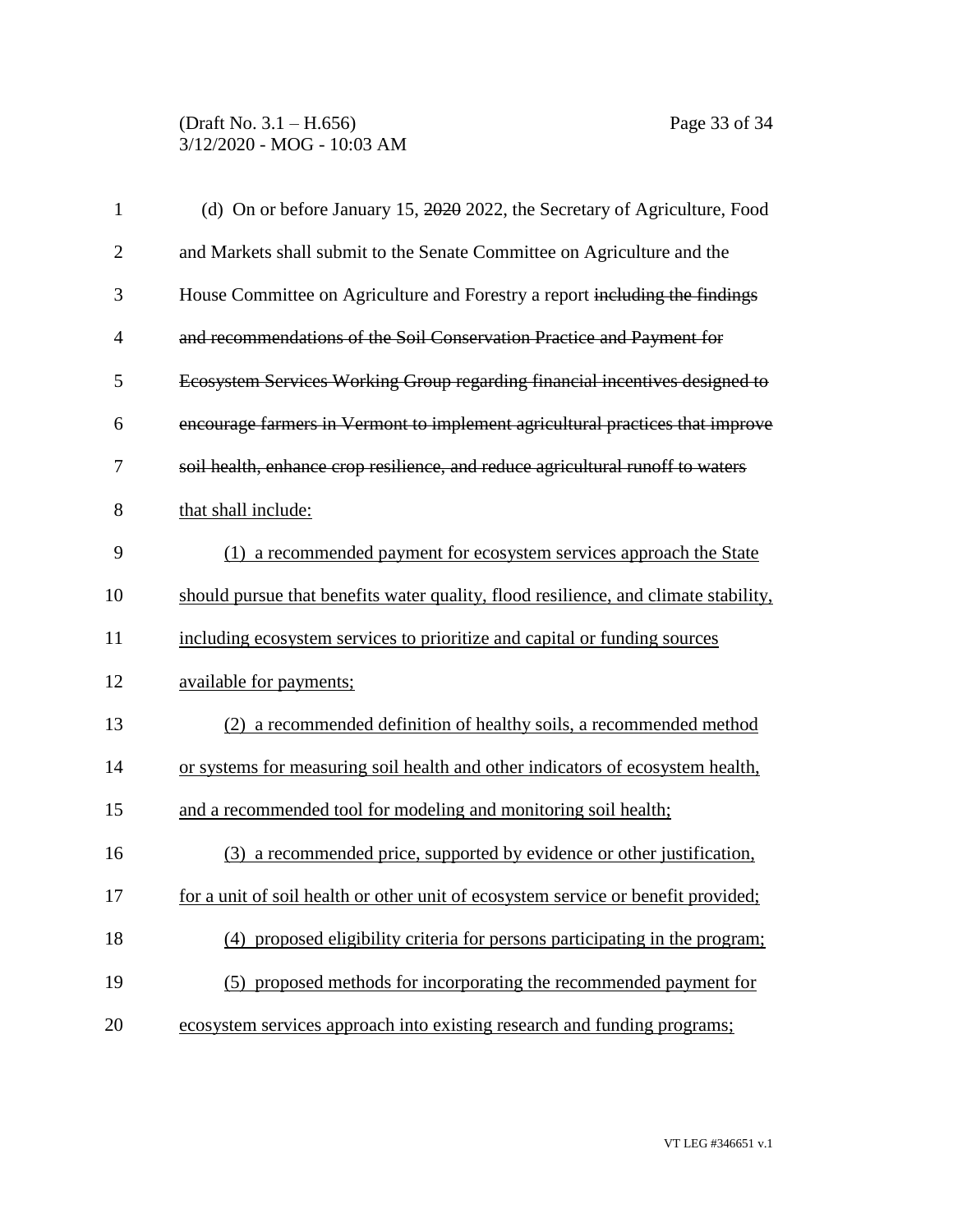(d) On or before January 15, ~~2020~~ 2022, the Secretary of Agriculture, Food and Markets shall submit to the Senate Committee on Agriculture and the House Committee on Agriculture and Forestry a report ~~including the findings and recommendations of the Soil Conservation Practice and Payment for Ecosystem Services Working Group regarding financial incentives designed to encourage farmers in Vermont to implement agricultural practices that improve soil health, enhance crop resilience, and reduce agricultural runoff to waters~~ <u>that shall include:</u>

<u>(1) a recommended payment for ecosystem services approach the State should pursue that benefits water quality, flood resilience, and climate stability, including ecosystem services to prioritize and capital or funding sources available for payments;</u>

<u>(2) a recommended definition of healthy soils, a recommended method or systems for measuring soil health and other indicators of ecosystem health, and a recommended tool for modeling and monitoring soil health;</u>

<u>(3) a recommended price, supported by evidence or other justification, for a unit of soil health or other unit of ecosystem service or benefit provided;</u>

<u>(4) proposed eligibility criteria for persons participating in the program;</u>

<u>(5) proposed methods for incorporating the recommended payment for ecosystem services approach into existing research and funding programs;</u>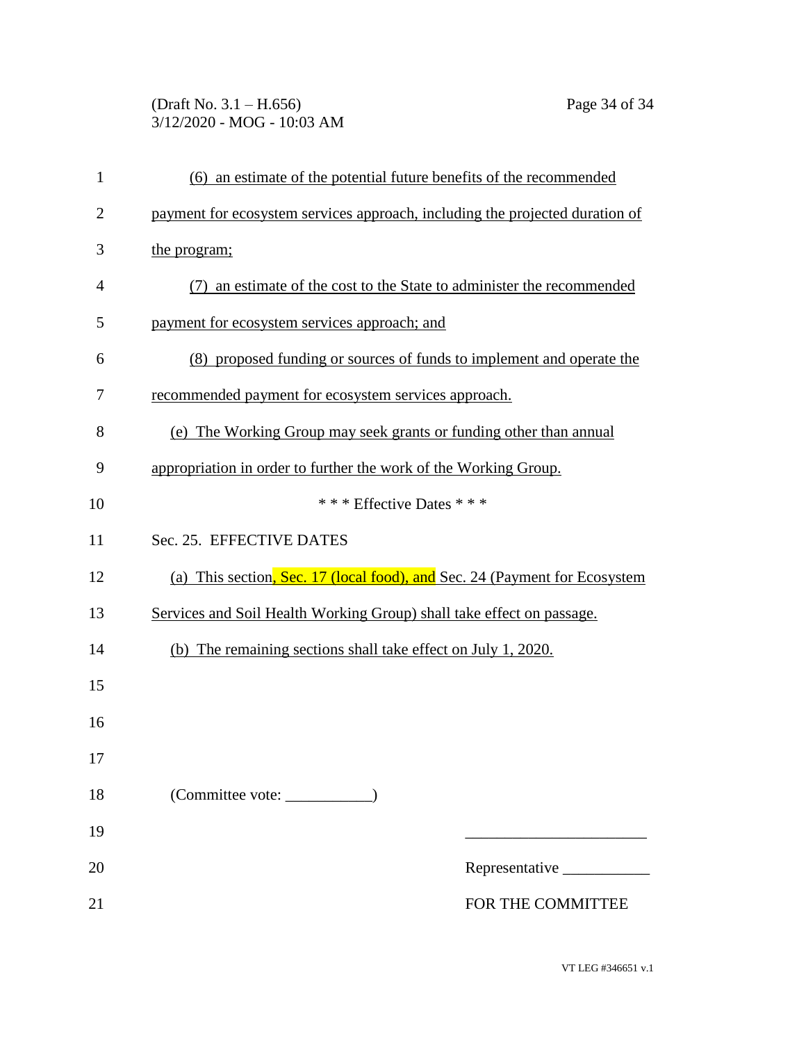(6) an estimate of the potential future benefits of the recommended payment for ecosystem services approach, including the projected duration of the program;

(7) an estimate of the cost to the State to administer the recommended payment for ecosystem services approach; and

(8) proposed funding or sources of funds to implement and operate the recommended payment for ecosystem services approach.

(e) The Working Group may seek grants or funding other than annual appropriation in order to further the work of the Working Group.

\* \* \* Effective Dates \* \* \*

Sec. 25. EFFECTIVE DATES

(a) This section, Sec. 17 (local food), and Sec. 24 (Payment for Ecosystem Services and Soil Health Working Group) shall take effect on passage.

(b) The remaining sections shall take effect on July 1, 2020.

(Committee vote: ___________)

_______________________

Representative ___________

FOR THE COMMITTEE